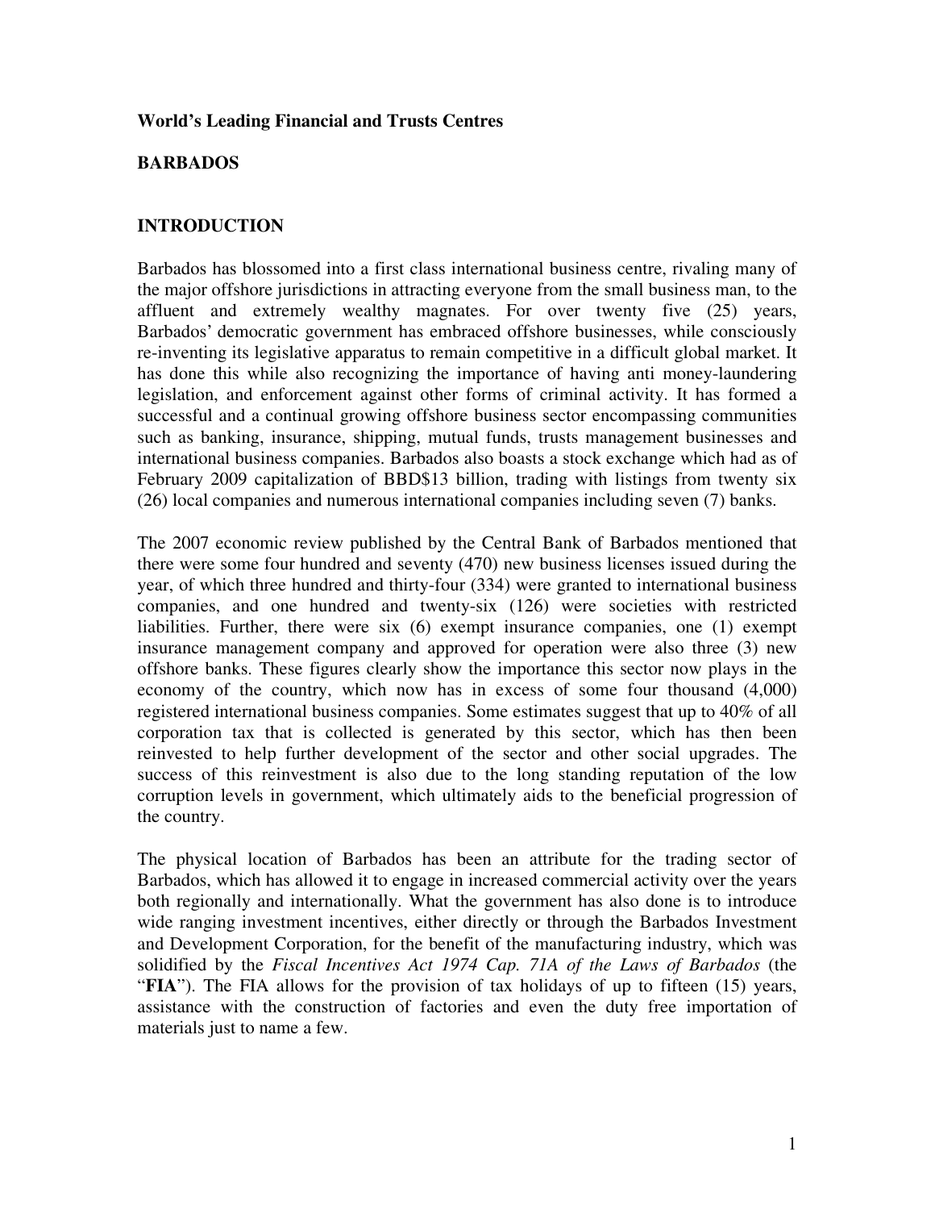**World's Leading Financial and Trusts Centres**

# BARBADOS

## INTRODUCTION

Barbados has blossomed into a first class international business centre, rivaling many of the major offshore jurisdictions in attracting everyone from the small business man, to the affluent and extremely wealthy magnates. For over twenty five (25) years, Barbados' democratic government has embraced offshore businesses, while consciously re-inventing its legislative apparatus to remain competitive in a difficult global market. It has done this while also recognizing the importance of having anti money-laundering legislation, and enforcement against other forms of criminal activity. It has formed a successful and a continual growing offshore business sector encompassing communities such as banking, insurance, shipping, mutual funds, trusts management businesses and international business companies. Barbados also boasts a stock exchange which had as of February 2009 capitalization of BBD$13 billion, trading with listings from twenty six (26) local companies and numerous international companies including seven (7) banks.

The 2007 economic review published by the Central Bank of Barbados mentioned that there were some four hundred and seventy (470) new business licenses issued during the year, of which three hundred and thirty-four (334) were granted to international business companies, and one hundred and twenty-six (126) were societies with restricted liabilities. Further, there were six (6) exempt insurance companies, one (1) exempt insurance management company and approved for operation were also three (3) new offshore banks. These figures clearly show the importance this sector now plays in the economy of the country, which now has in excess of some four thousand (4,000) registered international business companies. Some estimates suggest that up to 40% of all corporation tax that is collected is generated by this sector, which has then been reinvested to help further development of the sector and other social upgrades. The success of this reinvestment is also due to the long standing reputation of the low corruption levels in government, which ultimately aids to the beneficial progression of the country.

The physical location of Barbados has been an attribute for the trading sector of Barbados, which has allowed it to engage in increased commercial activity over the years both regionally and internationally. What the government has also done is to introduce wide ranging investment incentives, either directly or through the Barbados Investment and Development Corporation, for the benefit of the manufacturing industry, which was solidified by the *Fiscal Incentives Act 1974 Cap. 71A of the Laws of Barbados* (the "**FIA**"). The FIA allows for the provision of tax holidays of up to fifteen (15) years, assistance with the construction of factories and even the duty free importation of materials just to name a few.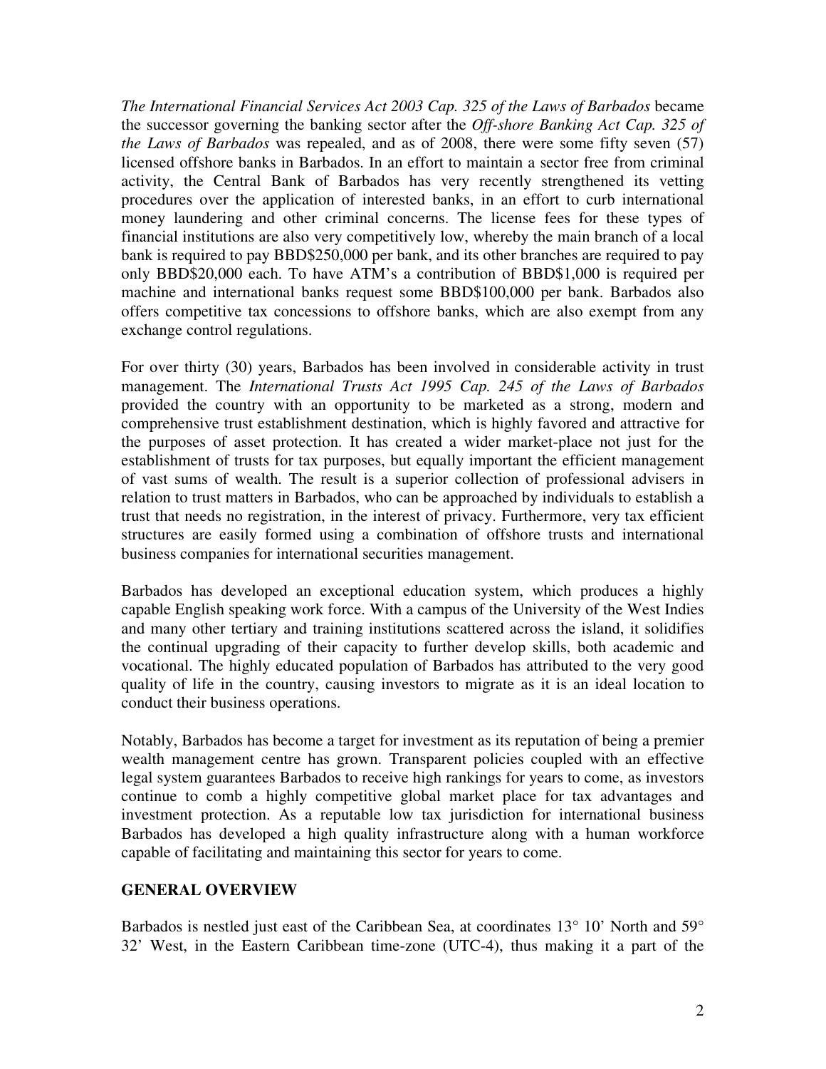*The International Financial Services Act 2003 Cap. 325 of the Laws of Barbados* became the successor governing the banking sector after the *Off-shore Banking Act Cap. 325 of the Laws of Barbados* was repealed, and as of 2008, there were some fifty seven (57) licensed offshore banks in Barbados. In an effort to maintain a sector free from criminal activity, the Central Bank of Barbados has very recently strengthened its vetting procedures over the application of interested banks, in an effort to curb international money laundering and other criminal concerns. The license fees for these types of financial institutions are also very competitively low, whereby the main branch of a local bank is required to pay BBD$250,000 per bank, and its other branches are required to pay only BBD$20,000 each. To have ATM's a contribution of BBD$1,000 is required per machine and international banks request some BBD$100,000 per bank. Barbados also offers competitive tax concessions to offshore banks, which are also exempt from any exchange control regulations.

For over thirty (30) years, Barbados has been involved in considerable activity in trust management. The *International Trusts Act 1995 Cap. 245 of the Laws of Barbados* provided the country with an opportunity to be marketed as a strong, modern and comprehensive trust establishment destination, which is highly favored and attractive for the purposes of asset protection. It has created a wider market-place not just for the establishment of trusts for tax purposes, but equally important the efficient management of vast sums of wealth. The result is a superior collection of professional advisers in relation to trust matters in Barbados, who can be approached by individuals to establish a trust that needs no registration, in the interest of privacy. Furthermore, very tax efficient structures are easily formed using a combination of offshore trusts and international business companies for international securities management.

Barbados has developed an exceptional education system, which produces a highly capable English speaking work force. With a campus of the University of the West Indies and many other tertiary and training institutions scattered across the island, it solidifies the continual upgrading of their capacity to further develop skills, both academic and vocational. The highly educated population of Barbados has attributed to the very good quality of life in the country, causing investors to migrate as it is an ideal location to conduct their business operations.

Notably, Barbados has become a target for investment as its reputation of being a premier wealth management centre has grown. Transparent policies coupled with an effective legal system guarantees Barbados to receive high rankings for years to come, as investors continue to comb a highly competitive global market place for tax advantages and investment protection. As a reputable low tax jurisdiction for international business Barbados has developed a high quality infrastructure along with a human workforce capable of facilitating and maintaining this sector for years to come.

## GENERAL OVERVIEW

Barbados is nestled just east of the Caribbean Sea, at coordinates 13° 10' North and 59° 32' West, in the Eastern Caribbean time-zone (UTC-4), thus making it a part of the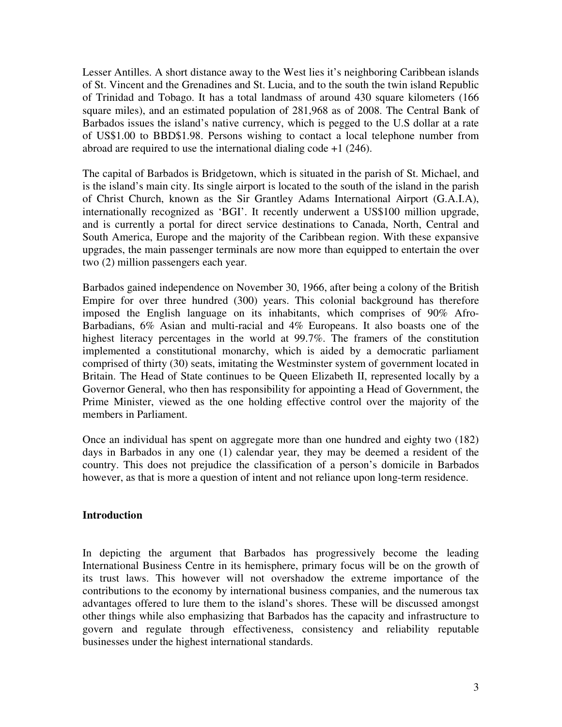Lesser Antilles. A short distance away to the West lies it's neighboring Caribbean islands of St. Vincent and the Grenadines and St. Lucia, and to the south the twin island Republic of Trinidad and Tobago. It has a total landmass of around 430 square kilometers (166 square miles), and an estimated population of 281,968 as of 2008. The Central Bank of Barbados issues the island's native currency, which is pegged to the U.S dollar at a rate of US$1.00 to BBD$1.98. Persons wishing to contact a local telephone number from abroad are required to use the international dialing code +1 (246).

The capital of Barbados is Bridgetown, which is situated in the parish of St. Michael, and is the island's main city. Its single airport is located to the south of the island in the parish of Christ Church, known as the Sir Grantley Adams International Airport (G.A.I.A), internationally recognized as 'BGI'. It recently underwent a US$100 million upgrade, and is currently a portal for direct service destinations to Canada, North, Central and South America, Europe and the majority of the Caribbean region. With these expansive upgrades, the main passenger terminals are now more than equipped to entertain the over two (2) million passengers each year.

Barbados gained independence on November 30, 1966, after being a colony of the British Empire for over three hundred (300) years. This colonial background has therefore imposed the English language on its inhabitants, which comprises of 90% Afro-Barbadians, 6% Asian and multi-racial and 4% Europeans. It also boasts one of the highest literacy percentages in the world at 99.7%. The framers of the constitution implemented a constitutional monarchy, which is aided by a democratic parliament comprised of thirty (30) seats, imitating the Westminster system of government located in Britain. The Head of State continues to be Queen Elizabeth II, represented locally by a Governor General, who then has responsibility for appointing a Head of Government, the Prime Minister, viewed as the one holding effective control over the majority of the members in Parliament.

Once an individual has spent on aggregate more than one hundred and eighty two (182) days in Barbados in any one (1) calendar year, they may be deemed a resident of the country. This does not prejudice the classification of a person's domicile in Barbados however, as that is more a question of intent and not reliance upon long-term residence.

## Introduction

In depicting the argument that Barbados has progressively become the leading International Business Centre in its hemisphere, primary focus will be on the growth of its trust laws. This however will not overshadow the extreme importance of the contributions to the economy by international business companies, and the numerous tax advantages offered to lure them to the island's shores. These will be discussed amongst other things while also emphasizing that Barbados has the capacity and infrastructure to govern and regulate through effectiveness, consistency and reliability reputable businesses under the highest international standards.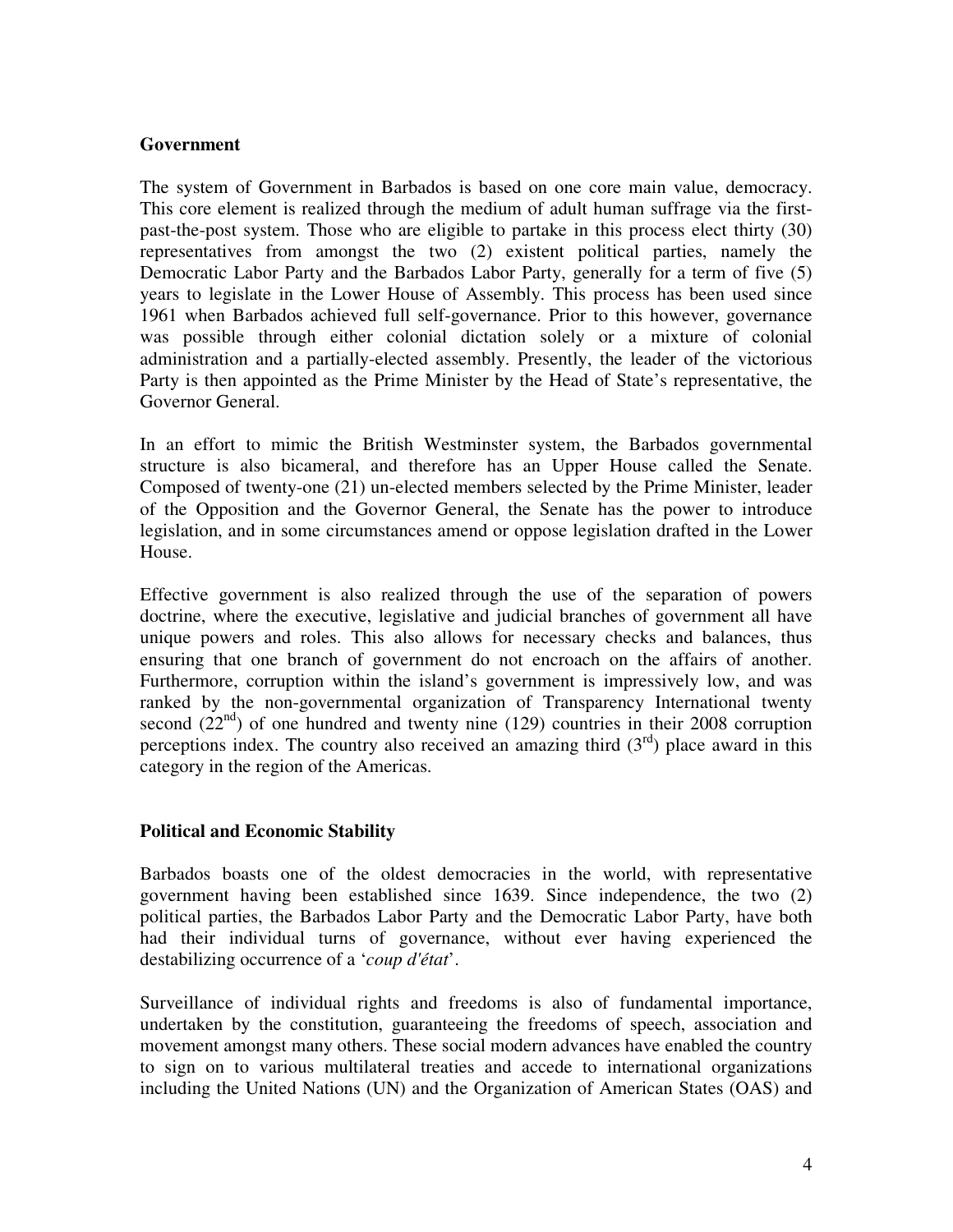## Government

The system of Government in Barbados is based on one core main value, democracy. This core element is realized through the medium of adult human suffrage via the first-past-the-post system. Those who are eligible to partake in this process elect thirty (30) representatives from amongst the two (2) existent political parties, namely the Democratic Labor Party and the Barbados Labor Party, generally for a term of five (5) years to legislate in the Lower House of Assembly. This process has been used since 1961 when Barbados achieved full self-governance. Prior to this however, governance was possible through either colonial dictation solely or a mixture of colonial administration and a partially-elected assembly. Presently, the leader of the victorious Party is then appointed as the Prime Minister by the Head of State's representative, the Governor General.

In an effort to mimic the British Westminster system, the Barbados governmental structure is also bicameral, and therefore has an Upper House called the Senate. Composed of twenty-one (21) un-elected members selected by the Prime Minister, leader of the Opposition and the Governor General, the Senate has the power to introduce legislation, and in some circumstances amend or oppose legislation drafted in the Lower House.

Effective government is also realized through the use of the separation of powers doctrine, where the executive, legislative and judicial branches of government all have unique powers and roles. This also allows for necessary checks and balances, thus ensuring that one branch of government do not encroach on the affairs of another. Furthermore, corruption within the island's government is impressively low, and was ranked by the non-governmental organization of Transparency International twenty second (22nd) of one hundred and twenty nine (129) countries in their 2008 corruption perceptions index. The country also received an amazing third (3rd) place award in this category in the region of the Americas.

## Political and Economic Stability

Barbados boasts one of the oldest democracies in the world, with representative government having been established since 1639. Since independence, the two (2) political parties, the Barbados Labor Party and the Democratic Labor Party, have both had their individual turns of governance, without ever having experienced the destabilizing occurrence of a '*coup d'état*'.

Surveillance of individual rights and freedoms is also of fundamental importance, undertaken by the constitution, guaranteeing the freedoms of speech, association and movement amongst many others. These social modern advances have enabled the country to sign on to various multilateral treaties and accede to international organizations including the United Nations (UN) and the Organization of American States (OAS) and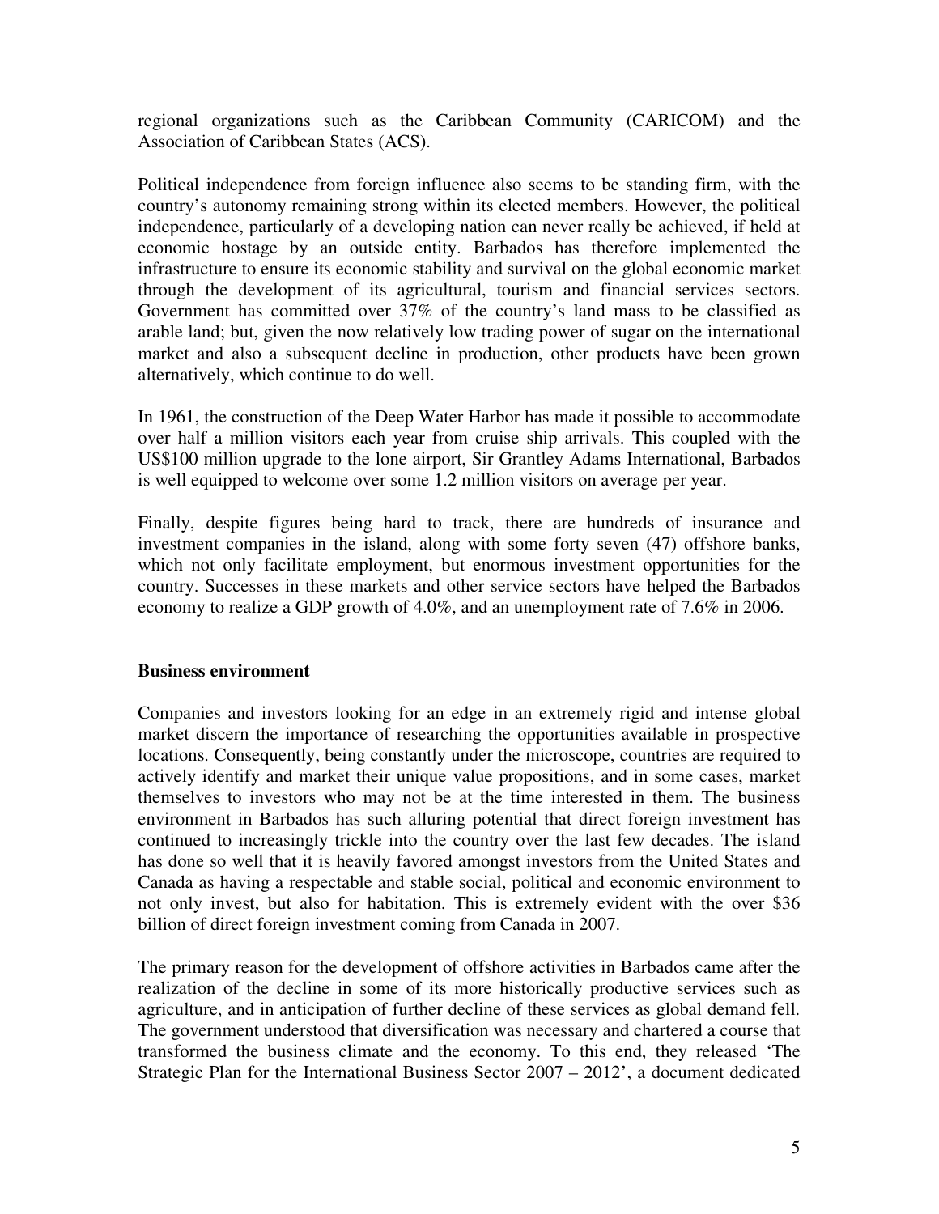regional organizations such as the Caribbean Community (CARICOM) and the Association of Caribbean States (ACS).

Political independence from foreign influence also seems to be standing firm, with the country's autonomy remaining strong within its elected members. However, the political independence, particularly of a developing nation can never really be achieved, if held at economic hostage by an outside entity. Barbados has therefore implemented the infrastructure to ensure its economic stability and survival on the global economic market through the development of its agricultural, tourism and financial services sectors. Government has committed over 37% of the country's land mass to be classified as arable land; but, given the now relatively low trading power of sugar on the international market and also a subsequent decline in production, other products have been grown alternatively, which continue to do well.

In 1961, the construction of the Deep Water Harbor has made it possible to accommodate over half a million visitors each year from cruise ship arrivals. This coupled with the US$100 million upgrade to the lone airport, Sir Grantley Adams International, Barbados is well equipped to welcome over some 1.2 million visitors on average per year.

Finally, despite figures being hard to track, there are hundreds of insurance and investment companies in the island, along with some forty seven (47) offshore banks, which not only facilitate employment, but enormous investment opportunities for the country. Successes in these markets and other service sectors have helped the Barbados economy to realize a GDP growth of 4.0%, and an unemployment rate of 7.6% in 2006.

**Business environment**

Companies and investors looking for an edge in an extremely rigid and intense global market discern the importance of researching the opportunities available in prospective locations. Consequently, being constantly under the microscope, countries are required to actively identify and market their unique value propositions, and in some cases, market themselves to investors who may not be at the time interested in them. The business environment in Barbados has such alluring potential that direct foreign investment has continued to increasingly trickle into the country over the last few decades. The island has done so well that it is heavily favored amongst investors from the United States and Canada as having a respectable and stable social, political and economic environment to not only invest, but also for habitation. This is extremely evident with the over $36 billion of direct foreign investment coming from Canada in 2007.

The primary reason for the development of offshore activities in Barbados came after the realization of the decline in some of its more historically productive services such as agriculture, and in anticipation of further decline of these services as global demand fell. The government understood that diversification was necessary and chartered a course that transformed the business climate and the economy. To this end, they released 'The Strategic Plan for the International Business Sector 2007 – 2012', a document dedicated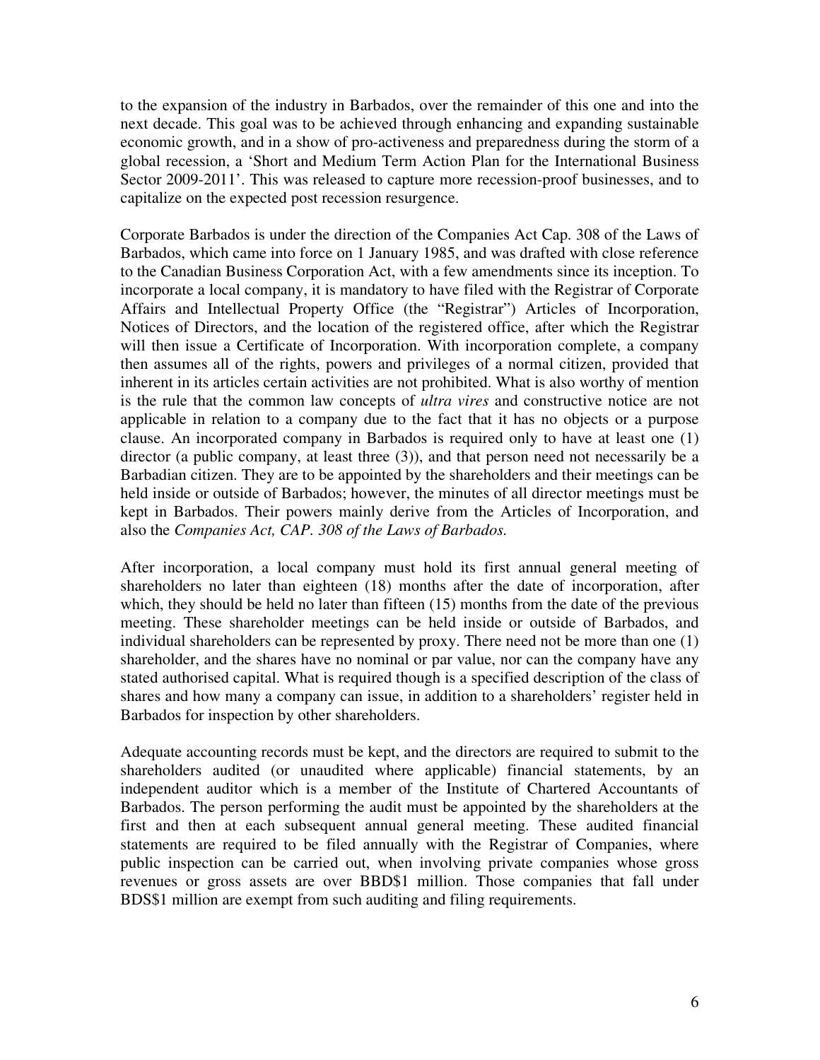to the expansion of the industry in Barbados, over the remainder of this one and into the next decade. This goal was to be achieved through enhancing and expanding sustainable economic growth, and in a show of pro-activeness and preparedness during the storm of a global recession, a 'Short and Medium Term Action Plan for the International Business Sector 2009-2011'. This was released to capture more recession-proof businesses, and to capitalize on the expected post recession resurgence.

Corporate Barbados is under the direction of the Companies Act Cap. 308 of the Laws of Barbados, which came into force on 1 January 1985, and was drafted with close reference to the Canadian Business Corporation Act, with a few amendments since its inception. To incorporate a local company, it is mandatory to have filed with the Registrar of Corporate Affairs and Intellectual Property Office (the "Registrar") Articles of Incorporation, Notices of Directors, and the location of the registered office, after which the Registrar will then issue a Certificate of Incorporation. With incorporation complete, a company then assumes all of the rights, powers and privileges of a normal citizen, provided that inherent in its articles certain activities are not prohibited. What is also worthy of mention is the rule that the common law concepts of *ultra vires* and constructive notice are not applicable in relation to a company due to the fact that it has no objects or a purpose clause. An incorporated company in Barbados is required only to have at least one (1) director (a public company, at least three (3)), and that person need not necessarily be a Barbadian citizen. They are to be appointed by the shareholders and their meetings can be held inside or outside of Barbados; however, the minutes of all director meetings must be kept in Barbados. Their powers mainly derive from the Articles of Incorporation, and also the *Companies Act, CAP. 308 of the Laws of Barbados.*

After incorporation, a local company must hold its first annual general meeting of shareholders no later than eighteen (18) months after the date of incorporation, after which, they should be held no later than fifteen (15) months from the date of the previous meeting. These shareholder meetings can be held inside or outside of Barbados, and individual shareholders can be represented by proxy. There need not be more than one (1) shareholder, and the shares have no nominal or par value, nor can the company have any stated authorised capital. What is required though is a specified description of the class of shares and how many a company can issue, in addition to a shareholders' register held in Barbados for inspection by other shareholders.

Adequate accounting records must be kept, and the directors are required to submit to the shareholders audited (or unaudited where applicable) financial statements, by an independent auditor which is a member of the Institute of Chartered Accountants of Barbados. The person performing the audit must be appointed by the shareholders at the first and then at each subsequent annual general meeting. These audited financial statements are required to be filed annually with the Registrar of Companies, where public inspection can be carried out, when involving private companies whose gross revenues or gross assets are over BBD$1 million. Those companies that fall under BDS$1 million are exempt from such auditing and filing requirements.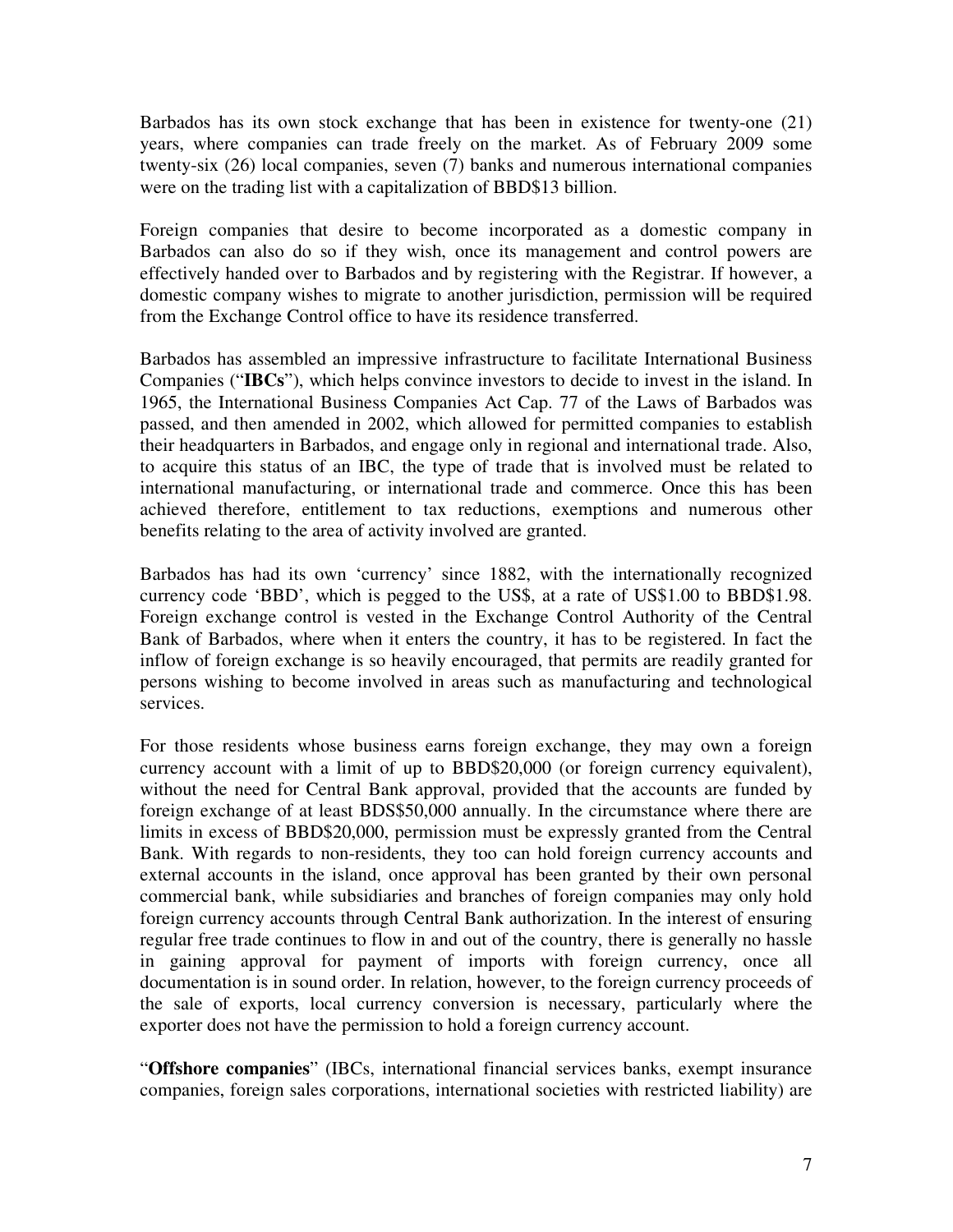Barbados has its own stock exchange that has been in existence for twenty-one (21) years, where companies can trade freely on the market. As of February 2009 some twenty-six (26) local companies, seven (7) banks and numerous international companies were on the trading list with a capitalization of BBD$13 billion.

Foreign companies that desire to become incorporated as a domestic company in Barbados can also do so if they wish, once its management and control powers are effectively handed over to Barbados and by registering with the Registrar. If however, a domestic company wishes to migrate to another jurisdiction, permission will be required from the Exchange Control office to have its residence transferred.

Barbados has assembled an impressive infrastructure to facilitate International Business Companies ("**IBCs**"), which helps convince investors to decide to invest in the island. In 1965, the International Business Companies Act Cap. 77 of the Laws of Barbados was passed, and then amended in 2002, which allowed for permitted companies to establish their headquarters in Barbados, and engage only in regional and international trade. Also, to acquire this status of an IBC, the type of trade that is involved must be related to international manufacturing, or international trade and commerce. Once this has been achieved therefore, entitlement to tax reductions, exemptions and numerous other benefits relating to the area of activity involved are granted.

Barbados has had its own 'currency' since 1882, with the internationally recognized currency code 'BBD', which is pegged to the US$, at a rate of US$1.00 to BBD$1.98. Foreign exchange control is vested in the Exchange Control Authority of the Central Bank of Barbados, where when it enters the country, it has to be registered. In fact the inflow of foreign exchange is so heavily encouraged, that permits are readily granted for persons wishing to become involved in areas such as manufacturing and technological services.

For those residents whose business earns foreign exchange, they may own a foreign currency account with a limit of up to BBD$20,000 (or foreign currency equivalent), without the need for Central Bank approval, provided that the accounts are funded by foreign exchange of at least BDS$50,000 annually. In the circumstance where there are limits in excess of BBD$20,000, permission must be expressly granted from the Central Bank. With regards to non-residents, they too can hold foreign currency accounts and external accounts in the island, once approval has been granted by their own personal commercial bank, while subsidiaries and branches of foreign companies may only hold foreign currency accounts through Central Bank authorization. In the interest of ensuring regular free trade continues to flow in and out of the country, there is generally no hassle in gaining approval for payment of imports with foreign currency, once all documentation is in sound order. In relation, however, to the foreign currency proceeds of the sale of exports, local currency conversion is necessary, particularly where the exporter does not have the permission to hold a foreign currency account.

"**Offshore companies**" (IBCs, international financial services banks, exempt insurance companies, foreign sales corporations, international societies with restricted liability) are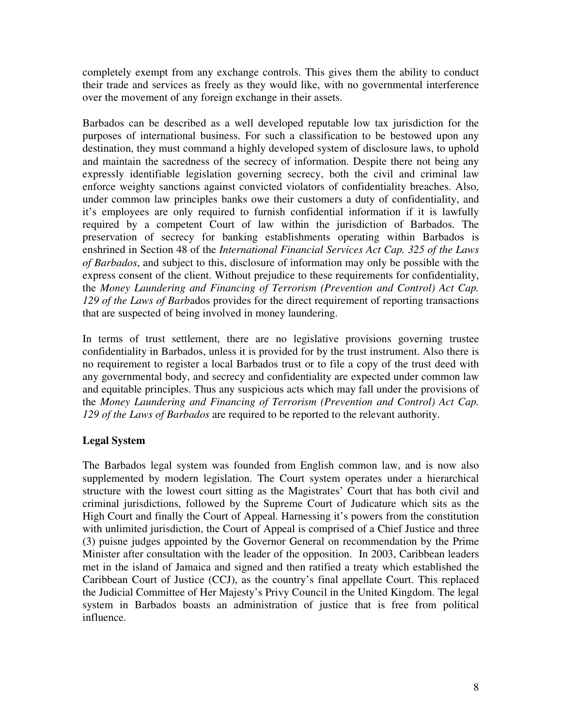completely exempt from any exchange controls. This gives them the ability to conduct their trade and services as freely as they would like, with no governmental interference over the movement of any foreign exchange in their assets.

Barbados can be described as a well developed reputable low tax jurisdiction for the purposes of international business. For such a classification to be bestowed upon any destination, they must command a highly developed system of disclosure laws, to uphold and maintain the sacredness of the secrecy of information. Despite there not being any expressly identifiable legislation governing secrecy, both the civil and criminal law enforce weighty sanctions against convicted violators of confidentiality breaches. Also, under common law principles banks owe their customers a duty of confidentiality, and it's employees are only required to furnish confidential information if it is lawfully required by a competent Court of law within the jurisdiction of Barbados. The preservation of secrecy for banking establishments operating within Barbados is enshrined in Section 48 of the *International Financial Services Act Cap. 325 of the Laws of Barbados*, and subject to this, disclosure of information may only be possible with the express consent of the client. Without prejudice to these requirements for confidentiality, the *Money Laundering and Financing of Terrorism (Prevention and Control) Act Cap. 129 of the Laws of Barb*ados provides for the direct requirement of reporting transactions that are suspected of being involved in money laundering.

In terms of trust settlement, there are no legislative provisions governing trustee confidentiality in Barbados, unless it is provided for by the trust instrument. Also there is no requirement to register a local Barbados trust or to file a copy of the trust deed with any governmental body, and secrecy and confidentiality are expected under common law and equitable principles. Thus any suspicious acts which may fall under the provisions of the *Money Laundering and Financing of Terrorism (Prevention and Control) Act Cap. 129 of the Laws of Barbados* are required to be reported to the relevant authority.

**Legal System**

The Barbados legal system was founded from English common law, and is now also supplemented by modern legislation. The Court system operates under a hierarchical structure with the lowest court sitting as the Magistrates' Court that has both civil and criminal jurisdictions, followed by the Supreme Court of Judicature which sits as the High Court and finally the Court of Appeal. Harnessing it's powers from the constitution with unlimited jurisdiction, the Court of Appeal is comprised of a Chief Justice and three (3) puisne judges appointed by the Governor General on recommendation by the Prime Minister after consultation with the leader of the opposition. In 2003, Caribbean leaders met in the island of Jamaica and signed and then ratified a treaty which established the Caribbean Court of Justice (CCJ), as the country's final appellate Court. This replaced the Judicial Committee of Her Majesty's Privy Council in the United Kingdom. The legal system in Barbados boasts an administration of justice that is free from political influence.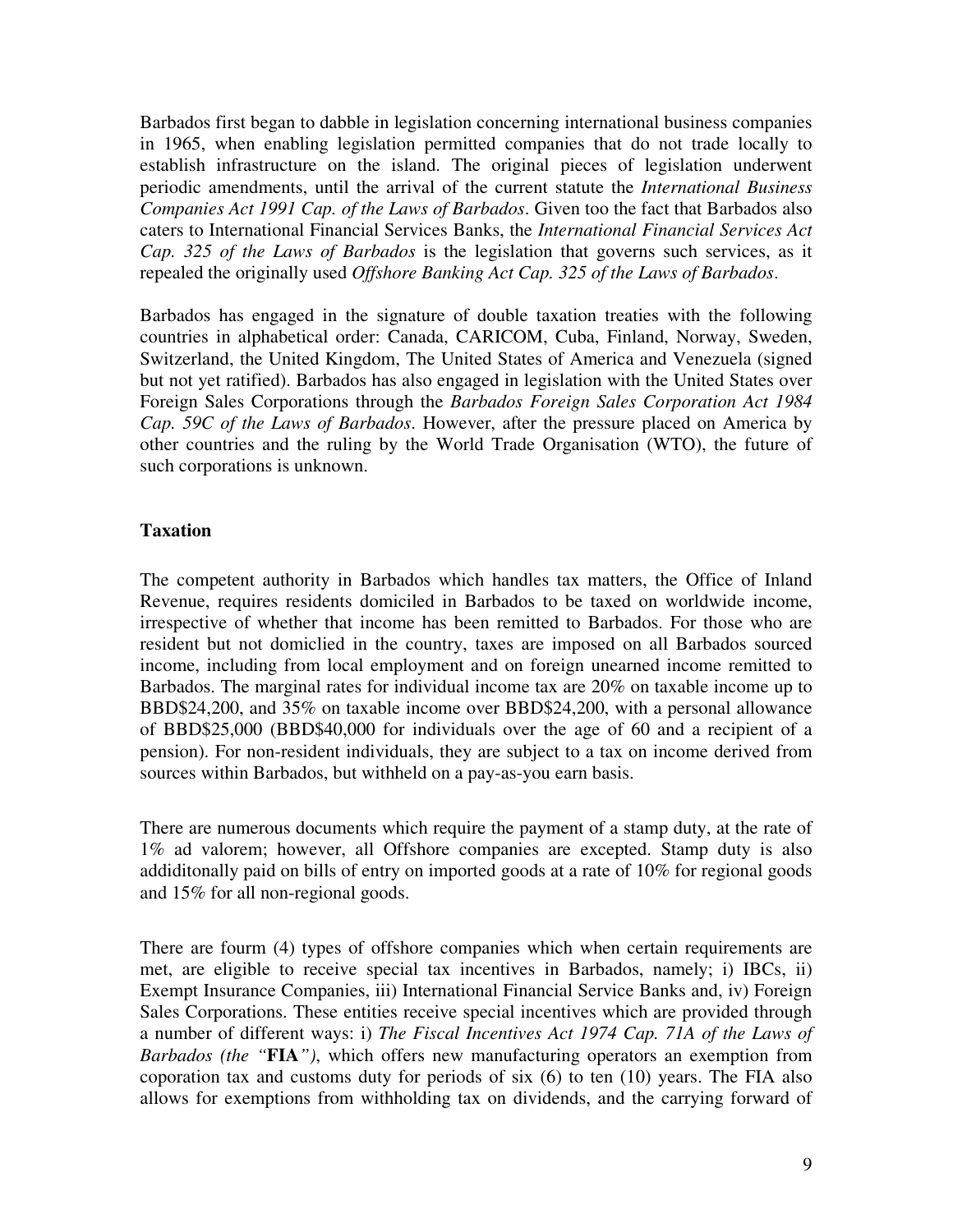Barbados first began to dabble in legislation concerning international business companies in 1965, when enabling legislation permitted companies that do not trade locally to establish infrastructure on the island. The original pieces of legislation underwent periodic amendments, until the arrival of the current statute the *International Business Companies Act 1991 Cap. of the Laws of Barbados*. Given too the fact that Barbados also caters to International Financial Services Banks, the *International Financial Services Act Cap. 325 of the Laws of Barbados* is the legislation that governs such services, as it repealed the originally used *Offshore Banking Act Cap. 325 of the Laws of Barbados*.

Barbados has engaged in the signature of double taxation treaties with the following countries in alphabetical order: Canada, CARICOM, Cuba, Finland, Norway, Sweden, Switzerland, the United Kingdom, The United States of America and Venezuela (signed but not yet ratified). Barbados has also engaged in legislation with the United States over Foreign Sales Corporations through the *Barbados Foreign Sales Corporation Act 1984 Cap. 59C of the Laws of Barbados*. However, after the pressure placed on America by other countries and the ruling by the World Trade Organisation (WTO), the future of such corporations is unknown.

**Taxation**

The competent authority in Barbados which handles tax matters, the Office of Inland Revenue, requires residents domiciled in Barbados to be taxed on worldwide income, irrespective of whether that income has been remitted to Barbados. For those who are resident but not domiclied in the country, taxes are imposed on all Barbados sourced income, including from local employment and on foreign unearned income remitted to Barbados. The marginal rates for individual income tax are 20% on taxable income up to BBD$24,200, and 35% on taxable income over BBD$24,200, with a personal allowance of BBD$25,000 (BBD$40,000 for individuals over the age of 60 and a recipient of a pension). For non-resident individuals, they are subject to a tax on income derived from sources within Barbados, but withheld on a pay-as-you earn basis.

There are numerous documents which require the payment of a stamp duty, at the rate of 1% ad valorem; however, all Offshore companies are excepted. Stamp duty is also addiditonally paid on bills of entry on imported goods at a rate of 10% for regional goods and 15% for all non-regional goods.

There are fourm (4) types of offshore companies which when certain requirements are met, are eligible to receive special tax incentives in Barbados, namely; i) IBCs, ii) Exempt Insurance Companies, iii) International Financial Service Banks and, iv) Foreign Sales Corporations. These entities receive special incentives which are provided through a number of different ways: i) *The Fiscal Incentives Act 1974 Cap. 71A of the Laws of Barbados (the "***FIA***")*, which offers new manufacturing operators an exemption from coporation tax and customs duty for periods of six (6) to ten (10) years. The FIA also allows for exemptions from withholding tax on dividends, and the carrying forward of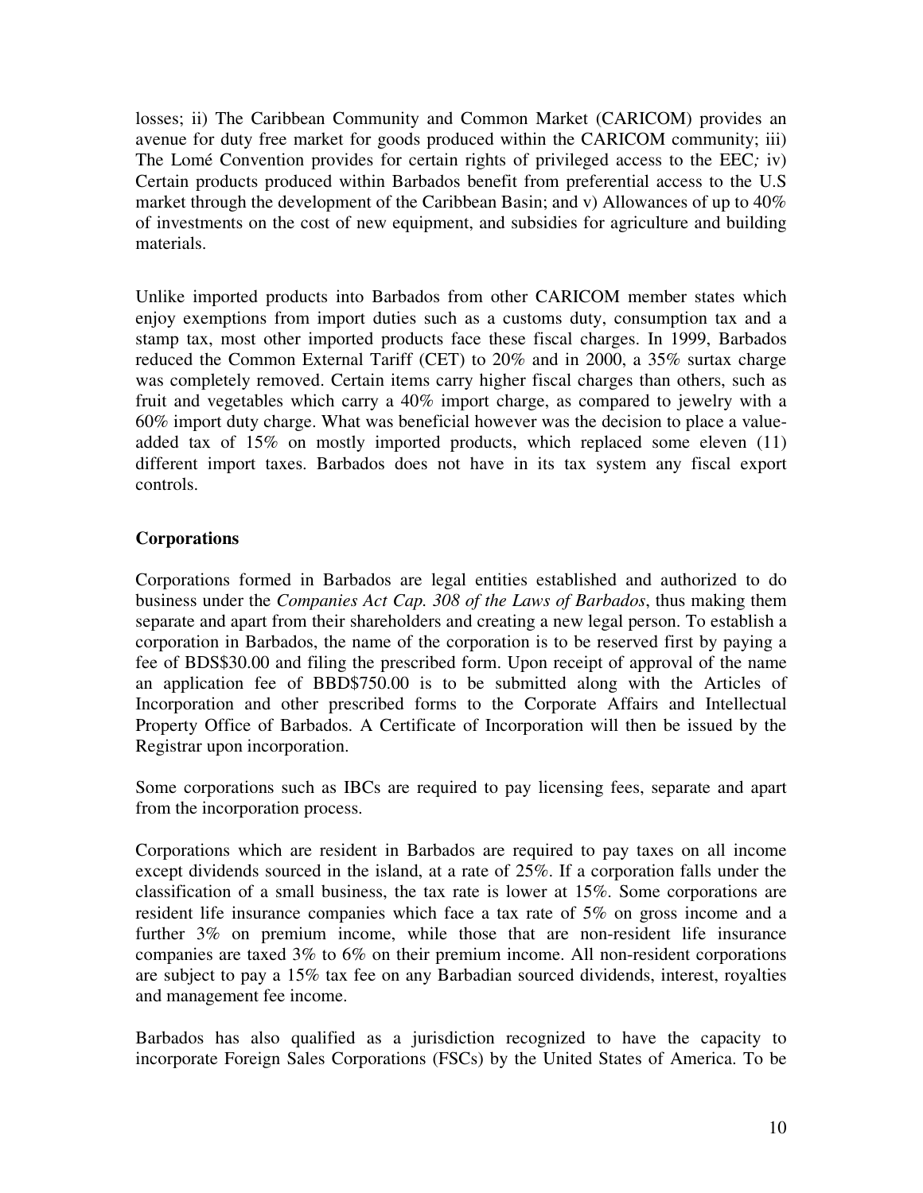losses; ii) The Caribbean Community and Common Market (CARICOM) provides an avenue for duty free market for goods produced within the CARICOM community; iii) The Lomé Convention provides for certain rights of privileged access to the EEC*;* iv) Certain products produced within Barbados benefit from preferential access to the U.S market through the development of the Caribbean Basin; and v) Allowances of up to 40% of investments on the cost of new equipment, and subsidies for agriculture and building materials.

Unlike imported products into Barbados from other CARICOM member states which enjoy exemptions from import duties such as a customs duty, consumption tax and a stamp tax, most other imported products face these fiscal charges. In 1999, Barbados reduced the Common External Tariff (CET) to 20% and in 2000, a 35% surtax charge was completely removed. Certain items carry higher fiscal charges than others, such as fruit and vegetables which carry a 40% import charge, as compared to jewelry with a 60% import duty charge. What was beneficial however was the decision to place a value-added tax of 15% on mostly imported products, which replaced some eleven (11) different import taxes. Barbados does not have in its tax system any fiscal export controls.

**Corporations**

Corporations formed in Barbados are legal entities established and authorized to do business under the *Companies Act Cap. 308 of the Laws of Barbados*, thus making them separate and apart from their shareholders and creating a new legal person. To establish a corporation in Barbados, the name of the corporation is to be reserved first by paying a fee of BDS$30.00 and filing the prescribed form. Upon receipt of approval of the name an application fee of BBD$750.00 is to be submitted along with the Articles of Incorporation and other prescribed forms to the Corporate Affairs and Intellectual Property Office of Barbados. A Certificate of Incorporation will then be issued by the Registrar upon incorporation.

Some corporations such as IBCs are required to pay licensing fees, separate and apart from the incorporation process.

Corporations which are resident in Barbados are required to pay taxes on all income except dividends sourced in the island, at a rate of 25%. If a corporation falls under the classification of a small business, the tax rate is lower at 15%. Some corporations are resident life insurance companies which face a tax rate of 5% on gross income and a further 3% on premium income, while those that are non-resident life insurance companies are taxed 3% to 6% on their premium income. All non-resident corporations are subject to pay a 15% tax fee on any Barbadian sourced dividends, interest, royalties and management fee income.

Barbados has also qualified as a jurisdiction recognized to have the capacity to incorporate Foreign Sales Corporations (FSCs) by the United States of America. To be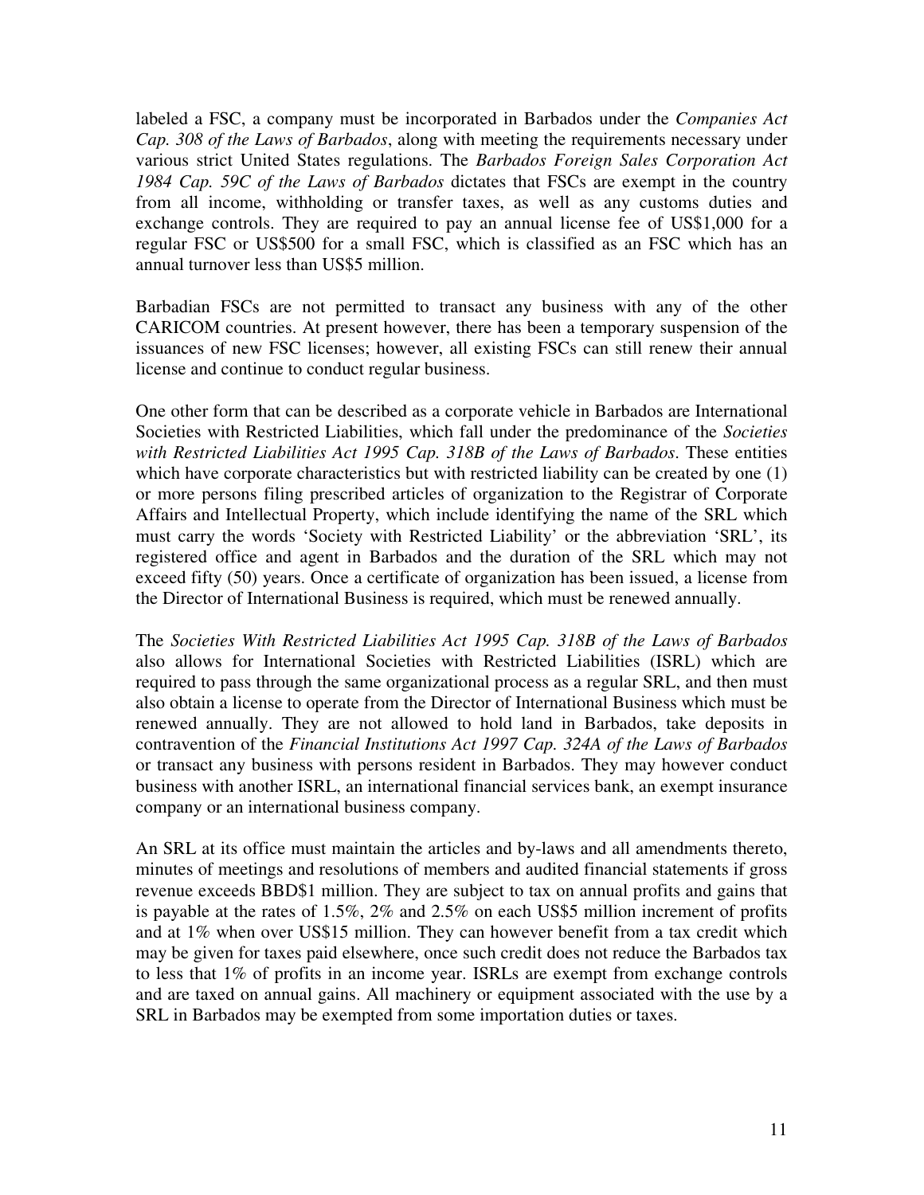labeled a FSC, a company must be incorporated in Barbados under the *Companies Act Cap. 308 of the Laws of Barbados*, along with meeting the requirements necessary under various strict United States regulations. The *Barbados Foreign Sales Corporation Act 1984 Cap. 59C of the Laws of Barbados* dictates that FSCs are exempt in the country from all income, withholding or transfer taxes, as well as any customs duties and exchange controls. They are required to pay an annual license fee of US$1,000 for a regular FSC or US$500 for a small FSC, which is classified as an FSC which has an annual turnover less than US$5 million.

Barbadian FSCs are not permitted to transact any business with any of the other CARICOM countries. At present however, there has been a temporary suspension of the issuances of new FSC licenses; however, all existing FSCs can still renew their annual license and continue to conduct regular business.

One other form that can be described as a corporate vehicle in Barbados are International Societies with Restricted Liabilities, which fall under the predominance of the *Societies with Restricted Liabilities Act 1995 Cap. 318B of the Laws of Barbados*. These entities which have corporate characteristics but with restricted liability can be created by one (1) or more persons filing prescribed articles of organization to the Registrar of Corporate Affairs and Intellectual Property, which include identifying the name of the SRL which must carry the words 'Society with Restricted Liability' or the abbreviation 'SRL', its registered office and agent in Barbados and the duration of the SRL which may not exceed fifty (50) years. Once a certificate of organization has been issued, a license from the Director of International Business is required, which must be renewed annually.

The *Societies With Restricted Liabilities Act 1995 Cap. 318B of the Laws of Barbados* also allows for International Societies with Restricted Liabilities (ISRL) which are required to pass through the same organizational process as a regular SRL, and then must also obtain a license to operate from the Director of International Business which must be renewed annually. They are not allowed to hold land in Barbados, take deposits in contravention of the *Financial Institutions Act 1997 Cap. 324A of the Laws of Barbados* or transact any business with persons resident in Barbados. They may however conduct business with another ISRL, an international financial services bank, an exempt insurance company or an international business company.

An SRL at its office must maintain the articles and by-laws and all amendments thereto, minutes of meetings and resolutions of members and audited financial statements if gross revenue exceeds BBD$1 million. They are subject to tax on annual profits and gains that is payable at the rates of 1.5%, 2% and 2.5% on each US$5 million increment of profits and at 1% when over US$15 million. They can however benefit from a tax credit which may be given for taxes paid elsewhere, once such credit does not reduce the Barbados tax to less that 1% of profits in an income year. ISRLs are exempt from exchange controls and are taxed on annual gains. All machinery or equipment associated with the use by a SRL in Barbados may be exempted from some importation duties or taxes.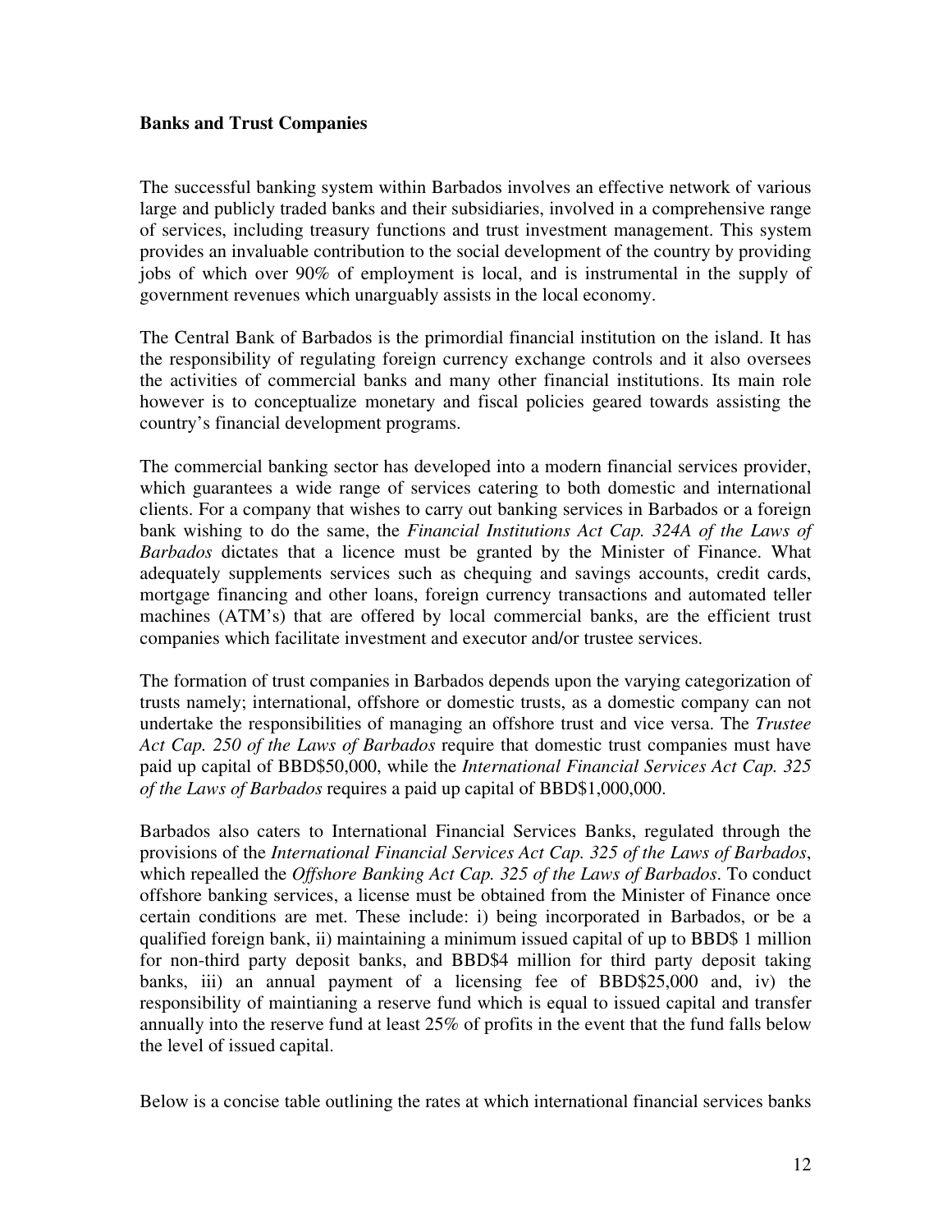**Banks and Trust Companies**

The successful banking system within Barbados involves an effective network of various large and publicly traded banks and their subsidiaries, involved in a comprehensive range of services, including treasury functions and trust investment management. This system provides an invaluable contribution to the social development of the country by providing jobs of which over 90% of employment is local, and is instrumental in the supply of government revenues which unarguably assists in the local economy.

The Central Bank of Barbados is the primordial financial institution on the island. It has the responsibility of regulating foreign currency exchange controls and it also oversees the activities of commercial banks and many other financial institutions. Its main role however is to conceptualize monetary and fiscal policies geared towards assisting the country's financial development programs.

The commercial banking sector has developed into a modern financial services provider, which guarantees a wide range of services catering to both domestic and international clients. For a company that wishes to carry out banking services in Barbados or a foreign bank wishing to do the same, the *Financial Institutions Act Cap. 324A of the Laws of Barbados* dictates that a licence must be granted by the Minister of Finance. What adequately supplements services such as chequing and savings accounts, credit cards, mortgage financing and other loans, foreign currency transactions and automated teller machines (ATM's) that are offered by local commercial banks, are the efficient trust companies which facilitate investment and executor and/or trustee services.

The formation of trust companies in Barbados depends upon the varying categorization of trusts namely; international, offshore or domestic trusts, as a domestic company can not undertake the responsibilities of managing an offshore trust and vice versa. The *Trustee Act Cap. 250 of the Laws of Barbados* require that domestic trust companies must have paid up capital of BBD$50,000, while the *International Financial Services Act Cap. 325 of the Laws of Barbados* requires a paid up capital of BBD$1,000,000.

Barbados also caters to International Financial Services Banks, regulated through the provisions of the *International Financial Services Act Cap. 325 of the Laws of Barbados*, which repealled the *Offshore Banking Act Cap. 325 of the Laws of Barbados*. To conduct offshore banking services, a license must be obtained from the Minister of Finance once certain conditions are met. These include: i) being incorporated in Barbados, or be a qualified foreign bank, ii) maintaining a minimum issued capital of up to BBD$ 1 million for non-third party deposit banks, and BBD$4 million for third party deposit taking banks, iii) an annual payment of a licensing fee of BBD$25,000 and, iv) the responsibility of maintianing a reserve fund which is equal to issued capital and transfer annually into the reserve fund at least 25% of profits in the event that the fund falls below the level of issued capital.

Below is a concise table outlining the rates at which international financial services banks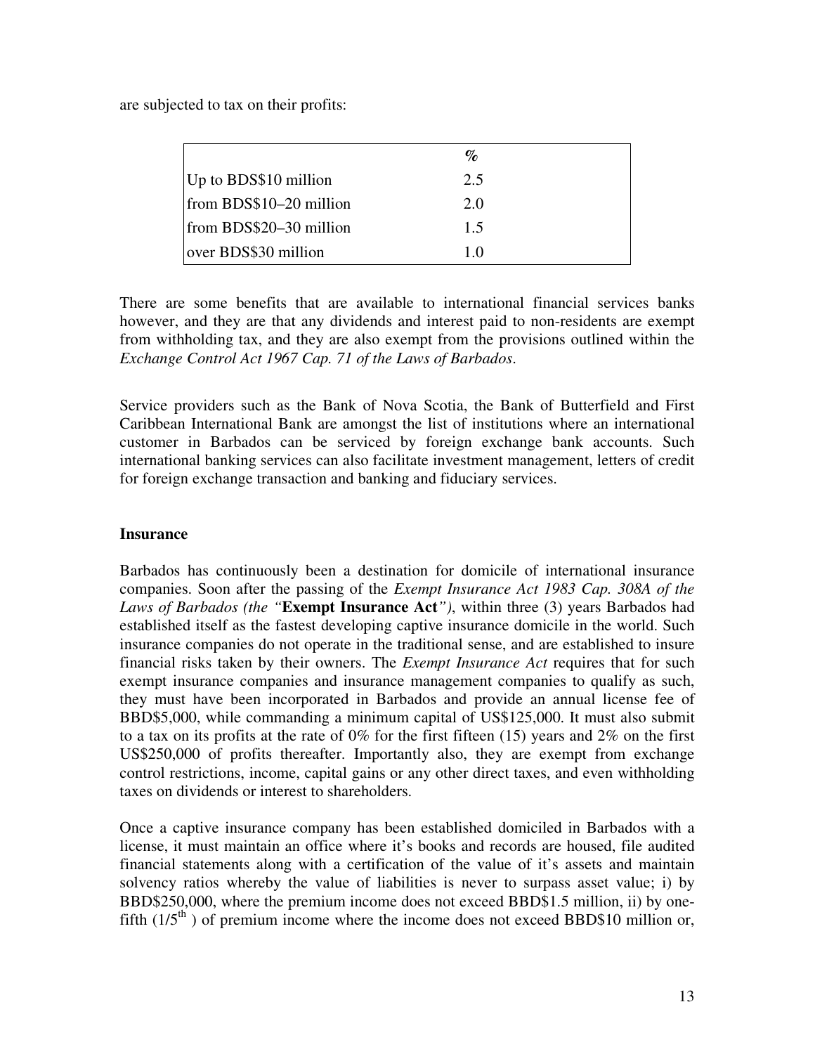are subjected to tax on their profits:

| | % |
|---|---|
| Up to BDS$10 million | 2.5 |
| from BDS$10–20 million | 2.0 |
| from BDS$20–30 million | 1.5 |
| over BDS$30 million | 1.0 |

There are some benefits that are available to international financial services banks however, and they are that any dividends and interest paid to non-residents are exempt from withholding tax, and they are also exempt from the provisions outlined within the *Exchange Control Act 1967 Cap. 71 of the Laws of Barbados*.

Service providers such as the Bank of Nova Scotia, the Bank of Butterfield and First Caribbean International Bank are amongst the list of institutions where an international customer in Barbados can be serviced by foreign exchange bank accounts. Such international banking services can also facilitate investment management, letters of credit for foreign exchange transaction and banking and fiduciary services.

**Insurance**

Barbados has continuously been a destination for domicile of international insurance companies. Soon after the passing of the *Exempt Insurance Act 1983 Cap. 308A of the Laws of Barbados (the "***Exempt Insurance Act***")*, within three (3) years Barbados had established itself as the fastest developing captive insurance domicile in the world. Such insurance companies do not operate in the traditional sense, and are established to insure financial risks taken by their owners. The *Exempt Insurance Act* requires that for such exempt insurance companies and insurance management companies to qualify as such, they must have been incorporated in Barbados and provide an annual license fee of BBD$5,000, while commanding a minimum capital of US$125,000. It must also submit to a tax on its profits at the rate of 0% for the first fifteen (15) years and 2% on the first US$250,000 of profits thereafter. Importantly also, they are exempt from exchange control restrictions, income, capital gains or any other direct taxes, and even withholding taxes on dividends or interest to shareholders.

Once a captive insurance company has been established domiciled in Barbados with a license, it must maintain an office where it's books and records are housed, file audited financial statements along with a certification of the value of it's assets and maintain solvency ratios whereby the value of liabilities is never to surpass asset value; i) by BBD$250,000, where the premium income does not exceed BBD$1.5 million, ii) by one-fifth ($1/5^{th}$) of premium income where the income does not exceed BBD$10 million or,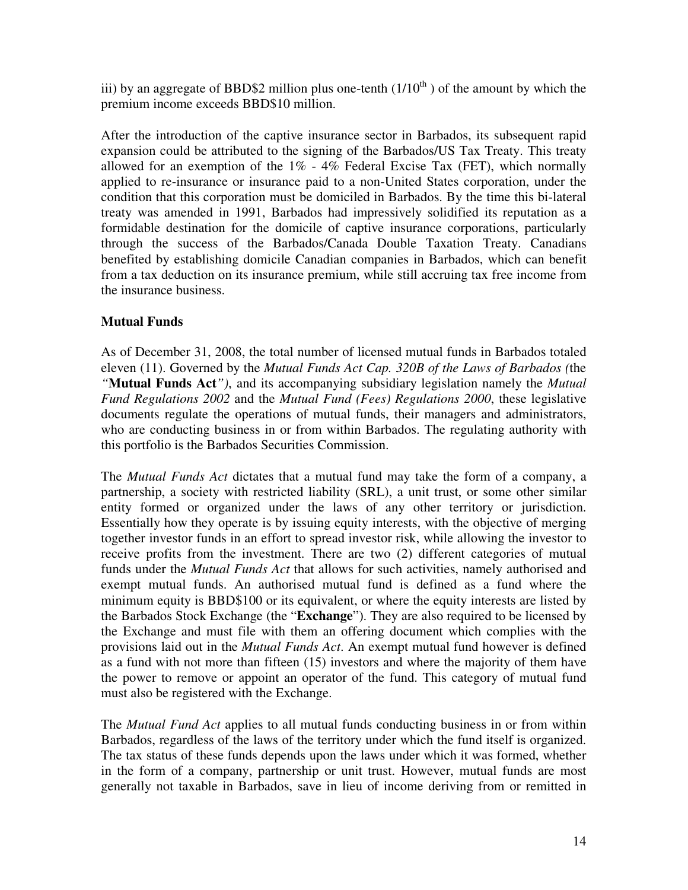iii) by an aggregate of BBD$2 million plus one-tenth ($1/10^{th}$ ) of the amount by which the premium income exceeds BBD$10 million.

After the introduction of the captive insurance sector in Barbados, its subsequent rapid expansion could be attributed to the signing of the Barbados/US Tax Treaty. This treaty allowed for an exemption of the 1% - 4% Federal Excise Tax (FET), which normally applied to re-insurance or insurance paid to a non-United States corporation, under the condition that this corporation must be domiciled in Barbados. By the time this bi-lateral treaty was amended in 1991, Barbados had impressively solidified its reputation as a formidable destination for the domicile of captive insurance corporations, particularly through the success of the Barbados/Canada Double Taxation Treaty. Canadians benefited by establishing domicile Canadian companies in Barbados, which can benefit from a tax deduction on its insurance premium, while still accruing tax free income from the insurance business.

**Mutual Funds**

As of December 31, 2008, the total number of licensed mutual funds in Barbados totaled eleven (11). Governed by the *Mutual Funds Act Cap. 320B of the Laws of Barbados (*the *"***Mutual Funds Act***")*, and its accompanying subsidiary legislation namely the *Mutual Fund Regulations 2002* and the *Mutual Fund (Fees) Regulations 2000*, these legislative documents regulate the operations of mutual funds, their managers and administrators, who are conducting business in or from within Barbados. The regulating authority with this portfolio is the Barbados Securities Commission.

The *Mutual Funds Act* dictates that a mutual fund may take the form of a company, a partnership, a society with restricted liability (SRL), a unit trust, or some other similar entity formed or organized under the laws of any other territory or jurisdiction. Essentially how they operate is by issuing equity interests, with the objective of merging together investor funds in an effort to spread investor risk, while allowing the investor to receive profits from the investment. There are two (2) different categories of mutual funds under the *Mutual Funds Act* that allows for such activities, namely authorised and exempt mutual funds. An authorised mutual fund is defined as a fund where the minimum equity is BBD$100 or its equivalent, or where the equity interests are listed by the Barbados Stock Exchange (the "**Exchange**"). They are also required to be licensed by the Exchange and must file with them an offering document which complies with the provisions laid out in the *Mutual Funds Act*. An exempt mutual fund however is defined as a fund with not more than fifteen (15) investors and where the majority of them have the power to remove or appoint an operator of the fund. This category of mutual fund must also be registered with the Exchange.

The *Mutual Fund Act* applies to all mutual funds conducting business in or from within Barbados, regardless of the laws of the territory under which the fund itself is organized. The tax status of these funds depends upon the laws under which it was formed, whether in the form of a company, partnership or unit trust. However, mutual funds are most generally not taxable in Barbados, save in lieu of income deriving from or remitted in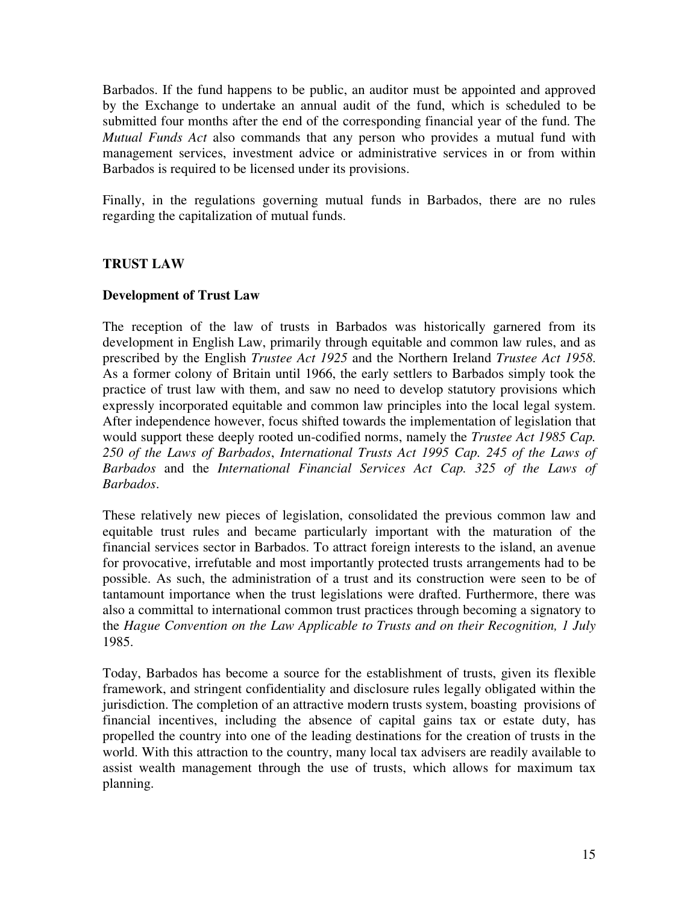Barbados. If the fund happens to be public, an auditor must be appointed and approved by the Exchange to undertake an annual audit of the fund, which is scheduled to be submitted four months after the end of the corresponding financial year of the fund. The *Mutual Funds Act* also commands that any person who provides a mutual fund with management services, investment advice or administrative services in or from within Barbados is required to be licensed under its provisions.

Finally, in the regulations governing mutual funds in Barbados, there are no rules regarding the capitalization of mutual funds.

## TRUST LAW

### Development of Trust Law

The reception of the law of trusts in Barbados was historically garnered from its development in English Law, primarily through equitable and common law rules, and as prescribed by the English *Trustee Act 1925* and the Northern Ireland *Trustee Act 1958*. As a former colony of Britain until 1966, the early settlers to Barbados simply took the practice of trust law with them, and saw no need to develop statutory provisions which expressly incorporated equitable and common law principles into the local legal system. After independence however, focus shifted towards the implementation of legislation that would support these deeply rooted un-codified norms, namely the *Trustee Act 1985 Cap. 250 of the Laws of Barbados*, *International Trusts Act 1995 Cap. 245 of the Laws of Barbados* and the *International Financial Services Act Cap. 325 of the Laws of Barbados*.

These relatively new pieces of legislation, consolidated the previous common law and equitable trust rules and became particularly important with the maturation of the financial services sector in Barbados. To attract foreign interests to the island, an avenue for provocative, irrefutable and most importantly protected trusts arrangements had to be possible. As such, the administration of a trust and its construction were seen to be of tantamount importance when the trust legislations were drafted. Furthermore, there was also a committal to international common trust practices through becoming a signatory to the *Hague Convention on the Law Applicable to Trusts and on their Recognition, 1 July* 1985.

Today, Barbados has become a source for the establishment of trusts, given its flexible framework, and stringent confidentiality and disclosure rules legally obligated within the jurisdiction. The completion of an attractive modern trusts system, boasting provisions of financial incentives, including the absence of capital gains tax or estate duty, has propelled the country into one of the leading destinations for the creation of trusts in the world. With this attraction to the country, many local tax advisers are readily available to assist wealth management through the use of trusts, which allows for maximum tax planning.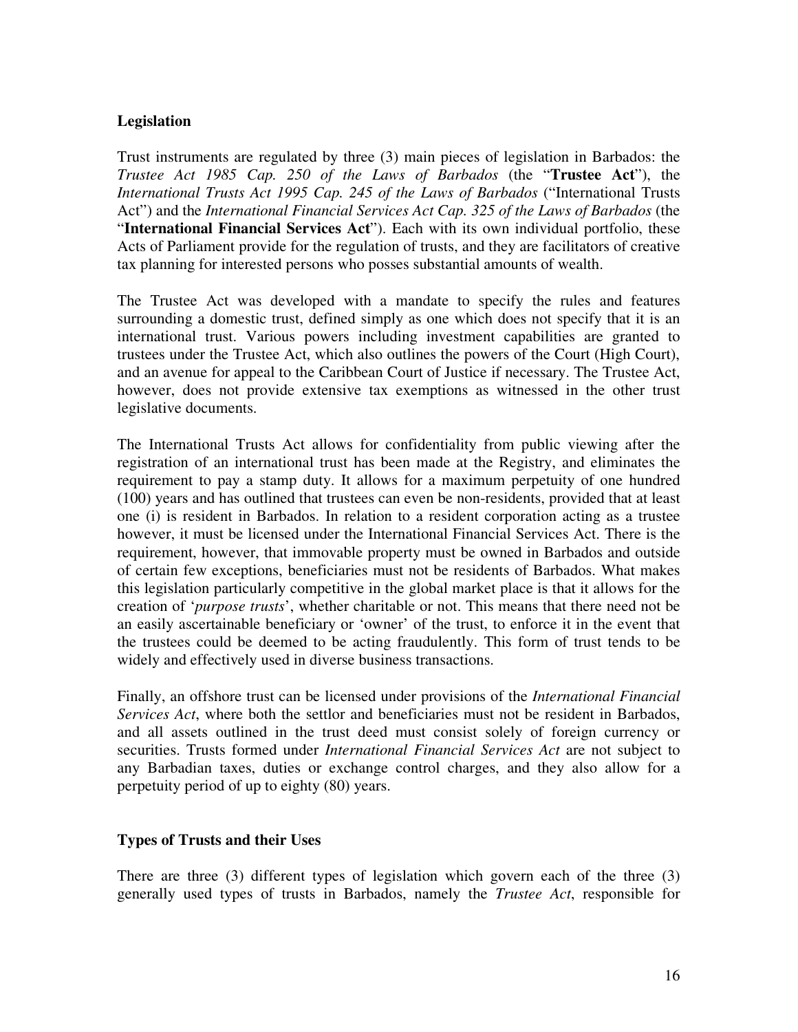**Legislation**

Trust instruments are regulated by three (3) main pieces of legislation in Barbados: the *Trustee Act 1985 Cap. 250 of the Laws of Barbados* (the "**Trustee Act**"), the *International Trusts Act 1995 Cap. 245 of the Laws of Barbados* ("International Trusts Act") and the *International Financial Services Act Cap. 325 of the Laws of Barbados* (the "**International Financial Services Act**"). Each with its own individual portfolio, these Acts of Parliament provide for the regulation of trusts, and they are facilitators of creative tax planning for interested persons who posses substantial amounts of wealth.

The Trustee Act was developed with a mandate to specify the rules and features surrounding a domestic trust, defined simply as one which does not specify that it is an international trust. Various powers including investment capabilities are granted to trustees under the Trustee Act, which also outlines the powers of the Court (High Court), and an avenue for appeal to the Caribbean Court of Justice if necessary. The Trustee Act, however, does not provide extensive tax exemptions as witnessed in the other trust legislative documents.

The International Trusts Act allows for confidentiality from public viewing after the registration of an international trust has been made at the Registry, and eliminates the requirement to pay a stamp duty. It allows for a maximum perpetuity of one hundred (100) years and has outlined that trustees can even be non-residents, provided that at least one (i) is resident in Barbados. In relation to a resident corporation acting as a trustee however, it must be licensed under the International Financial Services Act. There is the requirement, however, that immovable property must be owned in Barbados and outside of certain few exceptions, beneficiaries must not be residents of Barbados. What makes this legislation particularly competitive in the global market place is that it allows for the creation of '*purpose trusts*', whether charitable or not. This means that there need not be an easily ascertainable beneficiary or 'owner' of the trust, to enforce it in the event that the trustees could be deemed to be acting fraudulently. This form of trust tends to be widely and effectively used in diverse business transactions.

Finally, an offshore trust can be licensed under provisions of the *International Financial Services Act*, where both the settlor and beneficiaries must not be resident in Barbados, and all assets outlined in the trust deed must consist solely of foreign currency or securities. Trusts formed under *International Financial Services Act* are not subject to any Barbadian taxes, duties or exchange control charges, and they also allow for a perpetuity period of up to eighty (80) years.

**Types of Trusts and their Uses**

There are three (3) different types of legislation which govern each of the three (3) generally used types of trusts in Barbados, namely the *Trustee Act*, responsible for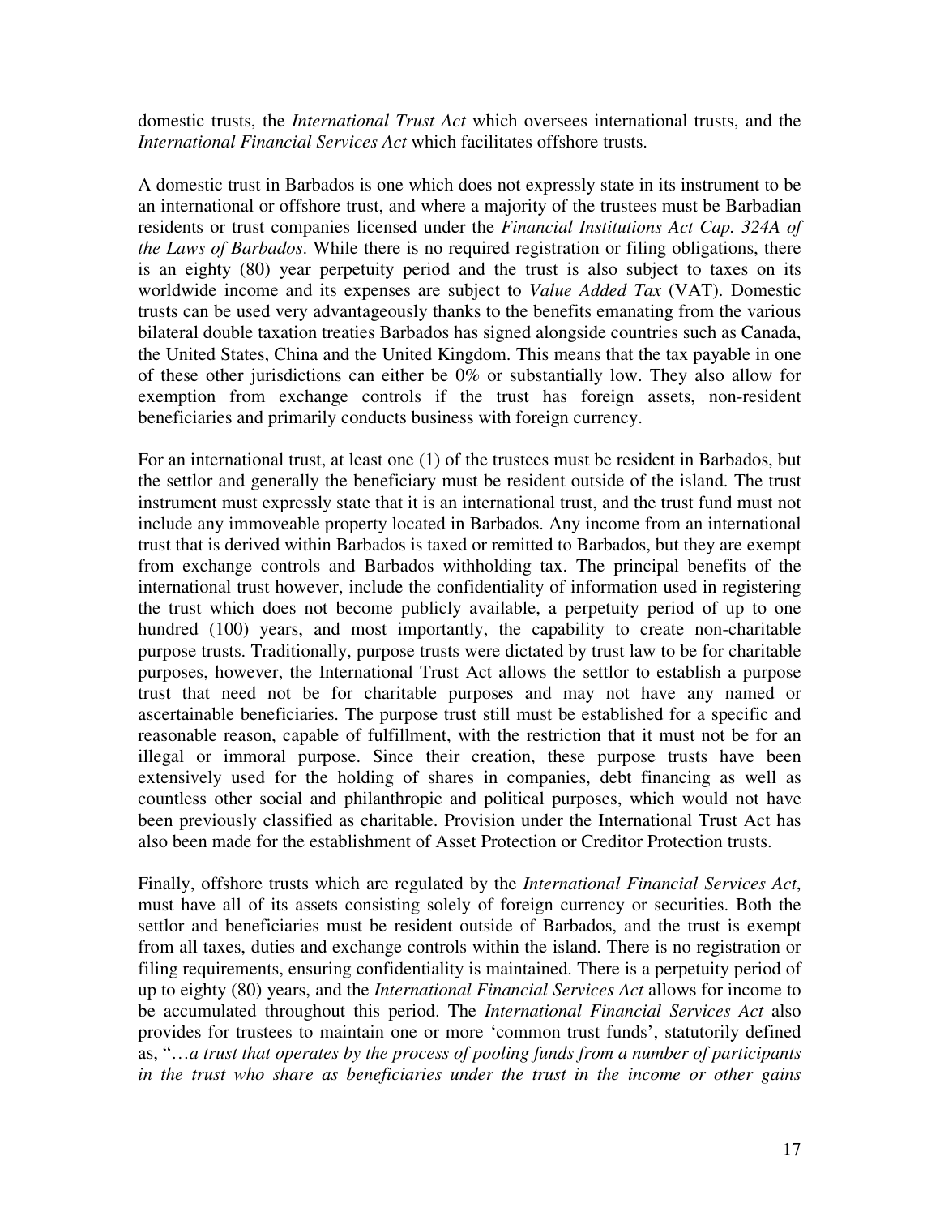domestic trusts, the *International Trust Act* which oversees international trusts, and the *International Financial Services Act* which facilitates offshore trusts.

A domestic trust in Barbados is one which does not expressly state in its instrument to be an international or offshore trust, and where a majority of the trustees must be Barbadian residents or trust companies licensed under the *Financial Institutions Act Cap. 324A of the Laws of Barbados*. While there is no required registration or filing obligations, there is an eighty (80) year perpetuity period and the trust is also subject to taxes on its worldwide income and its expenses are subject to *Value Added Tax* (VAT). Domestic trusts can be used very advantageously thanks to the benefits emanating from the various bilateral double taxation treaties Barbados has signed alongside countries such as Canada, the United States, China and the United Kingdom. This means that the tax payable in one of these other jurisdictions can either be 0% or substantially low. They also allow for exemption from exchange controls if the trust has foreign assets, non-resident beneficiaries and primarily conducts business with foreign currency.

For an international trust, at least one (1) of the trustees must be resident in Barbados, but the settlor and generally the beneficiary must be resident outside of the island. The trust instrument must expressly state that it is an international trust, and the trust fund must not include any immoveable property located in Barbados. Any income from an international trust that is derived within Barbados is taxed or remitted to Barbados, but they are exempt from exchange controls and Barbados withholding tax. The principal benefits of the international trust however, include the confidentiality of information used in registering the trust which does not become publicly available, a perpetuity period of up to one hundred (100) years, and most importantly, the capability to create non-charitable purpose trusts. Traditionally, purpose trusts were dictated by trust law to be for charitable purposes, however, the International Trust Act allows the settlor to establish a purpose trust that need not be for charitable purposes and may not have any named or ascertainable beneficiaries. The purpose trust still must be established for a specific and reasonable reason, capable of fulfillment, with the restriction that it must not be for an illegal or immoral purpose. Since their creation, these purpose trusts have been extensively used for the holding of shares in companies, debt financing as well as countless other social and philanthropic and political purposes, which would not have been previously classified as charitable. Provision under the International Trust Act has also been made for the establishment of Asset Protection or Creditor Protection trusts.

Finally, offshore trusts which are regulated by the *International Financial Services Act*, must have all of its assets consisting solely of foreign currency or securities. Both the settlor and beneficiaries must be resident outside of Barbados, and the trust is exempt from all taxes, duties and exchange controls within the island. There is no registration or filing requirements, ensuring confidentiality is maintained. There is a perpetuity period of up to eighty (80) years, and the *International Financial Services Act* allows for income to be accumulated throughout this period. The *International Financial Services Act* also provides for trustees to maintain one or more 'common trust funds', statutorily defined as, "…*a trust that operates by the process of pooling funds from a number of participants in the trust who share as beneficiaries under the trust in the income or other gains*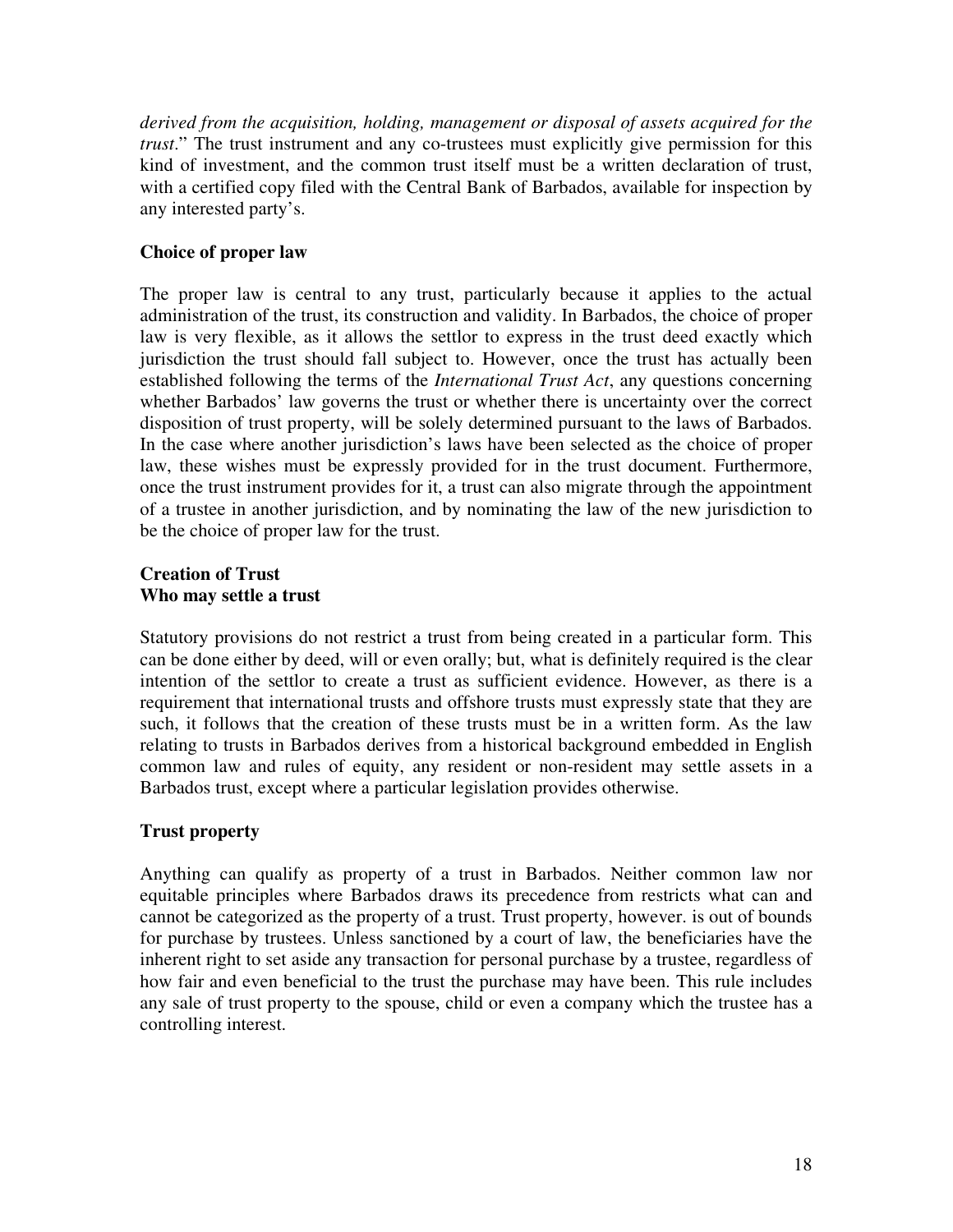*derived from the acquisition, holding, management or disposal of assets acquired for the trust.*" The trust instrument and any co-trustees must explicitly give permission for this kind of investment, and the common trust itself must be a written declaration of trust, with a certified copy filed with the Central Bank of Barbados, available for inspection by any interested party's.

### Choice of proper law

The proper law is central to any trust, particularly because it applies to the actual administration of the trust, its construction and validity. In Barbados, the choice of proper law is very flexible, as it allows the settlor to express in the trust deed exactly which jurisdiction the trust should fall subject to. However, once the trust has actually been established following the terms of the *International Trust Act*, any questions concerning whether Barbados' law governs the trust or whether there is uncertainty over the correct disposition of trust property, will be solely determined pursuant to the laws of Barbados. In the case where another jurisdiction's laws have been selected as the choice of proper law, these wishes must be expressly provided for in the trust document. Furthermore, once the trust instrument provides for it, a trust can also migrate through the appointment of a trustee in another jurisdiction, and by nominating the law of the new jurisdiction to be the choice of proper law for the trust.

### Creation of Trust
### Who may settle a trust

Statutory provisions do not restrict a trust from being created in a particular form. This can be done either by deed, will or even orally; but, what is definitely required is the clear intention of the settlor to create a trust as sufficient evidence. However, as there is a requirement that international trusts and offshore trusts must expressly state that they are such, it follows that the creation of these trusts must be in a written form. As the law relating to trusts in Barbados derives from a historical background embedded in English common law and rules of equity, any resident or non-resident may settle assets in a Barbados trust, except where a particular legislation provides otherwise.

### Trust property

Anything can qualify as property of a trust in Barbados. Neither common law nor equitable principles where Barbados draws its precedence from restricts what can and cannot be categorized as the property of a trust. Trust property, however. is out of bounds for purchase by trustees. Unless sanctioned by a court of law, the beneficiaries have the inherent right to set aside any transaction for personal purchase by a trustee, regardless of how fair and even beneficial to the trust the purchase may have been. This rule includes any sale of trust property to the spouse, child or even a company which the trustee has a controlling interest.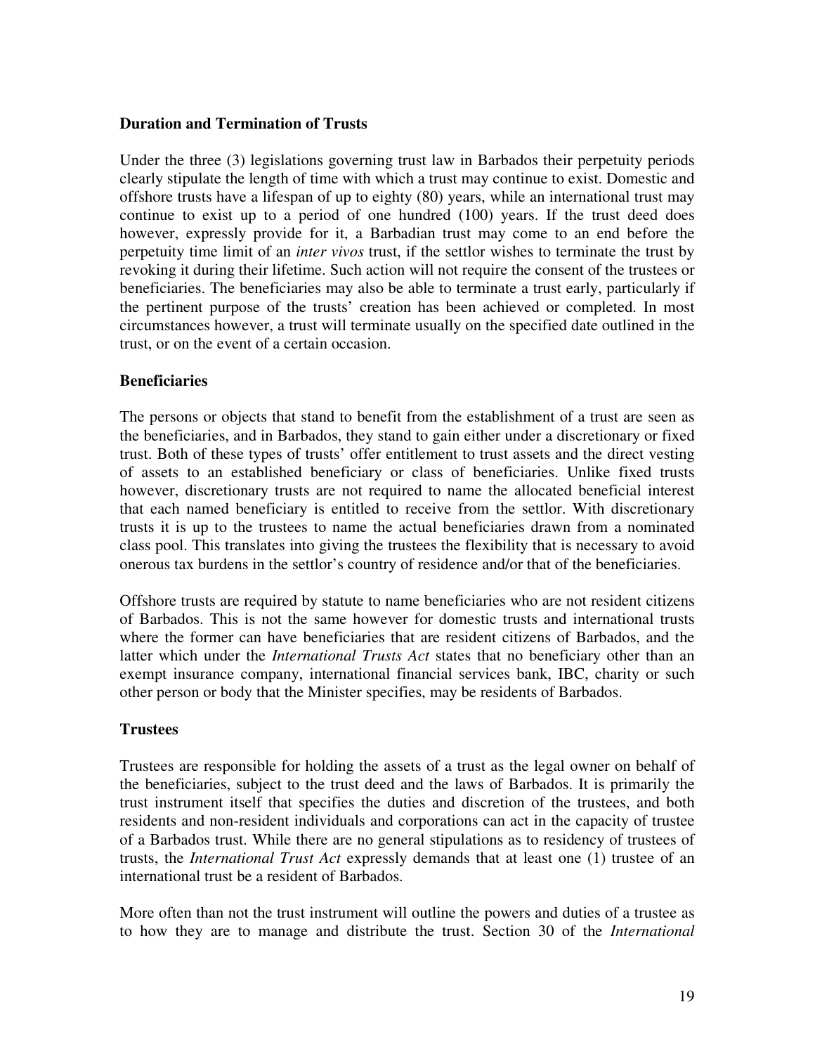### Duration and Termination of Trusts

Under the three (3) legislations governing trust law in Barbados their perpetuity periods clearly stipulate the length of time with which a trust may continue to exist. Domestic and offshore trusts have a lifespan of up to eighty (80) years, while an international trust may continue to exist up to a period of one hundred (100) years. If the trust deed does however, expressly provide for it, a Barbadian trust may come to an end before the perpetuity time limit of an *inter vivos* trust, if the settlor wishes to terminate the trust by revoking it during their lifetime. Such action will not require the consent of the trustees or beneficiaries. The beneficiaries may also be able to terminate a trust early, particularly if the pertinent purpose of the trusts' creation has been achieved or completed. In most circumstances however, a trust will terminate usually on the specified date outlined in the trust, or on the event of a certain occasion.

### Beneficiaries

The persons or objects that stand to benefit from the establishment of a trust are seen as the beneficiaries, and in Barbados, they stand to gain either under a discretionary or fixed trust. Both of these types of trusts' offer entitlement to trust assets and the direct vesting of assets to an established beneficiary or class of beneficiaries. Unlike fixed trusts however, discretionary trusts are not required to name the allocated beneficial interest that each named beneficiary is entitled to receive from the settlor. With discretionary trusts it is up to the trustees to name the actual beneficiaries drawn from a nominated class pool. This translates into giving the trustees the flexibility that is necessary to avoid onerous tax burdens in the settlor's country of residence and/or that of the beneficiaries.

Offshore trusts are required by statute to name beneficiaries who are not resident citizens of Barbados. This is not the same however for domestic trusts and international trusts where the former can have beneficiaries that are resident citizens of Barbados, and the latter which under the *International Trusts Act* states that no beneficiary other than an exempt insurance company, international financial services bank, IBC, charity or such other person or body that the Minister specifies, may be residents of Barbados.

### Trustees

Trustees are responsible for holding the assets of a trust as the legal owner on behalf of the beneficiaries, subject to the trust deed and the laws of Barbados. It is primarily the trust instrument itself that specifies the duties and discretion of the trustees, and both residents and non-resident individuals and corporations can act in the capacity of trustee of a Barbados trust. While there are no general stipulations as to residency of trustees of trusts, the *International Trust Act* expressly demands that at least one (1) trustee of an international trust be a resident of Barbados.

More often than not the trust instrument will outline the powers and duties of a trustee as to how they are to manage and distribute the trust. Section 30 of the *International*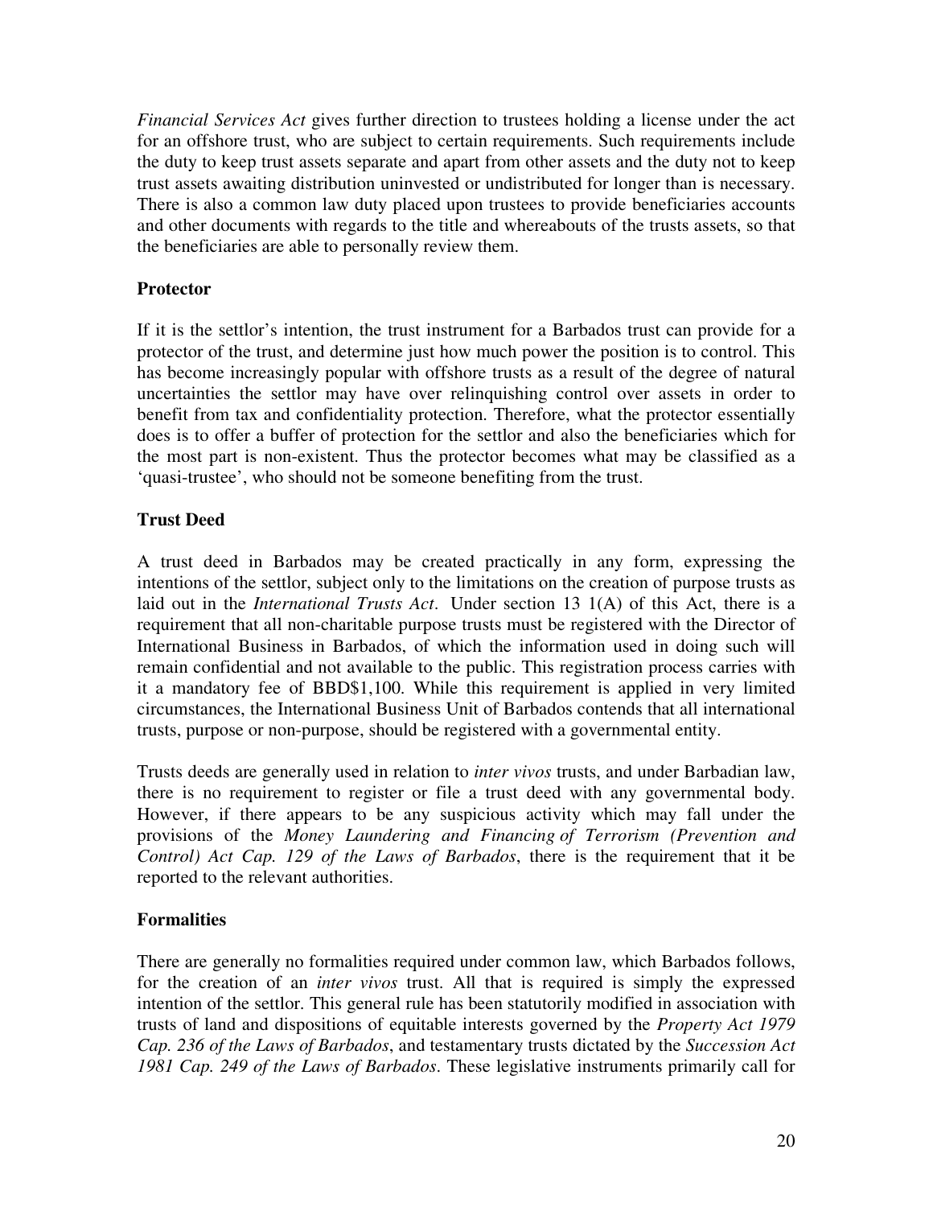*Financial Services Act* gives further direction to trustees holding a license under the act for an offshore trust, who are subject to certain requirements. Such requirements include the duty to keep trust assets separate and apart from other assets and the duty not to keep trust assets awaiting distribution uninvested or undistributed for longer than is necessary. There is also a common law duty placed upon trustees to provide beneficiaries accounts and other documents with regards to the title and whereabouts of the trusts assets, so that the beneficiaries are able to personally review them.

### Protector

If it is the settlor's intention, the trust instrument for a Barbados trust can provide for a protector of the trust, and determine just how much power the position is to control. This has become increasingly popular with offshore trusts as a result of the degree of natural uncertainties the settlor may have over relinquishing control over assets in order to benefit from tax and confidentiality protection. Therefore, what the protector essentially does is to offer a buffer of protection for the settlor and also the beneficiaries which for the most part is non-existent. Thus the protector becomes what may be classified as a 'quasi-trustee', who should not be someone benefiting from the trust.

### Trust Deed

A trust deed in Barbados may be created practically in any form, expressing the intentions of the settlor, subject only to the limitations on the creation of purpose trusts as laid out in the *International Trusts Act*. Under section 13 1(A) of this Act, there is a requirement that all non-charitable purpose trusts must be registered with the Director of International Business in Barbados, of which the information used in doing such will remain confidential and not available to the public. This registration process carries with it a mandatory fee of BBD$1,100. While this requirement is applied in very limited circumstances, the International Business Unit of Barbados contends that all international trusts, purpose or non-purpose, should be registered with a governmental entity.

Trusts deeds are generally used in relation to *inter vivos* trusts, and under Barbadian law, there is no requirement to register or file a trust deed with any governmental body. However, if there appears to be any suspicious activity which may fall under the provisions of the *Money Laundering and Financing of Terrorism (Prevention and Control) Act Cap. 129 of the Laws of Barbados*, there is the requirement that it be reported to the relevant authorities.

### Formalities

There are generally no formalities required under common law, which Barbados follows, for the creation of an *inter vivos* trust. All that is required is simply the expressed intention of the settlor. This general rule has been statutorily modified in association with trusts of land and dispositions of equitable interests governed by the *Property Act 1979 Cap. 236 of the Laws of Barbados*, and testamentary trusts dictated by the *Succession Act 1981 Cap. 249 of the Laws of Barbados*. These legislative instruments primarily call for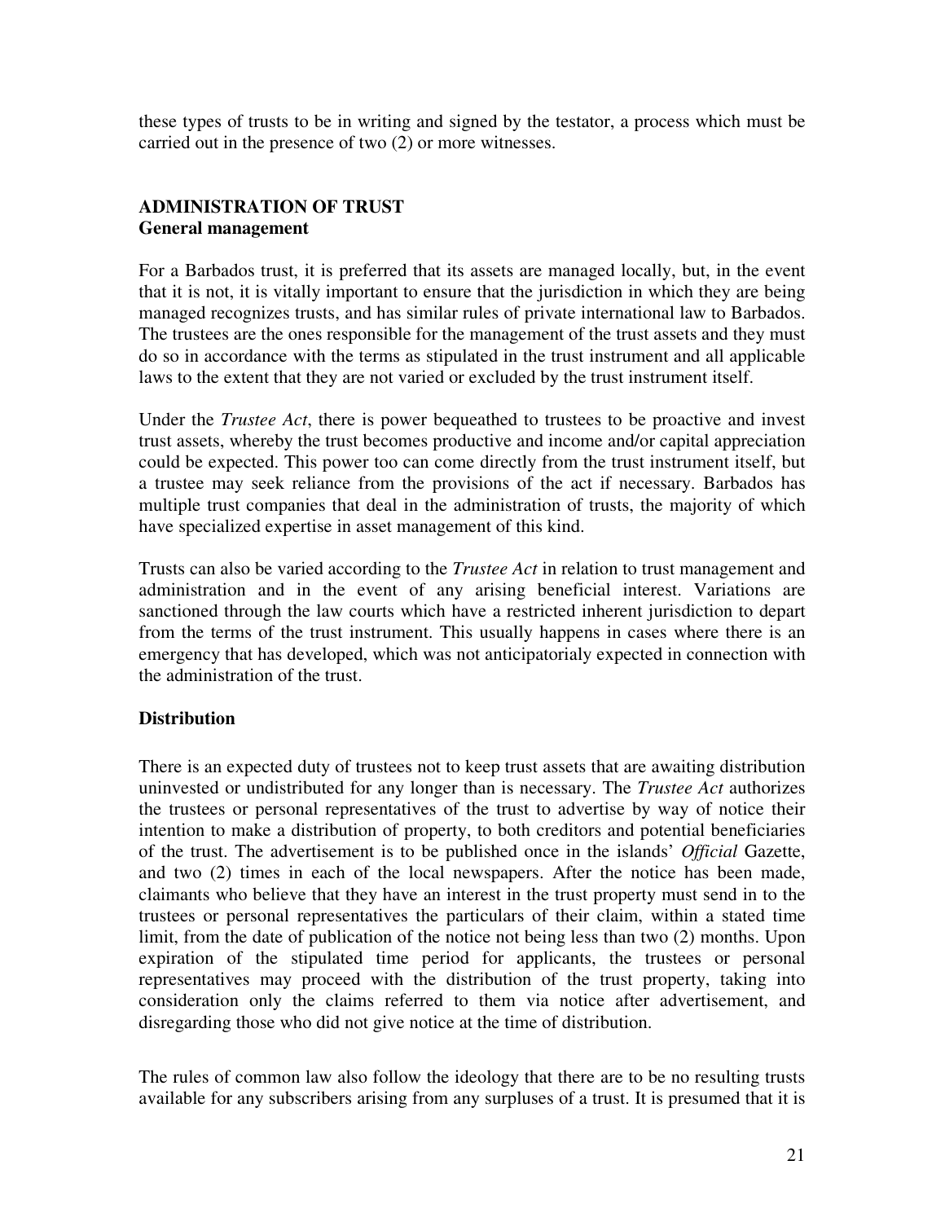these types of trusts to be in writing and signed by the testator, a process which must be carried out in the presence of two (2) or more witnesses.

## ADMINISTRATION OF TRUST

### General management

For a Barbados trust, it is preferred that its assets are managed locally, but, in the event that it is not, it is vitally important to ensure that the jurisdiction in which they are being managed recognizes trusts, and has similar rules of private international law to Barbados. The trustees are the ones responsible for the management of the trust assets and they must do so in accordance with the terms as stipulated in the trust instrument and all applicable laws to the extent that they are not varied or excluded by the trust instrument itself.

Under the *Trustee Act*, there is power bequeathed to trustees to be proactive and invest trust assets, whereby the trust becomes productive and income and/or capital appreciation could be expected. This power too can come directly from the trust instrument itself, but a trustee may seek reliance from the provisions of the act if necessary. Barbados has multiple trust companies that deal in the administration of trusts, the majority of which have specialized expertise in asset management of this kind.

Trusts can also be varied according to the *Trustee Act* in relation to trust management and administration and in the event of any arising beneficial interest. Variations are sanctioned through the law courts which have a restricted inherent jurisdiction to depart from the terms of the trust instrument. This usually happens in cases where there is an emergency that has developed, which was not anticipatorialy expected in connection with the administration of the trust.

### Distribution

There is an expected duty of trustees not to keep trust assets that are awaiting distribution uninvested or undistributed for any longer than is necessary. The *Trustee Act* authorizes the trustees or personal representatives of the trust to advertise by way of notice their intention to make a distribution of property, to both creditors and potential beneficiaries of the trust. The advertisement is to be published once in the islands' *Official* Gazette, and two (2) times in each of the local newspapers. After the notice has been made, claimants who believe that they have an interest in the trust property must send in to the trustees or personal representatives the particulars of their claim, within a stated time limit, from the date of publication of the notice not being less than two (2) months. Upon expiration of the stipulated time period for applicants, the trustees or personal representatives may proceed with the distribution of the trust property, taking into consideration only the claims referred to them via notice after advertisement, and disregarding those who did not give notice at the time of distribution.

The rules of common law also follow the ideology that there are to be no resulting trusts available for any subscribers arising from any surpluses of a trust. It is presumed that it is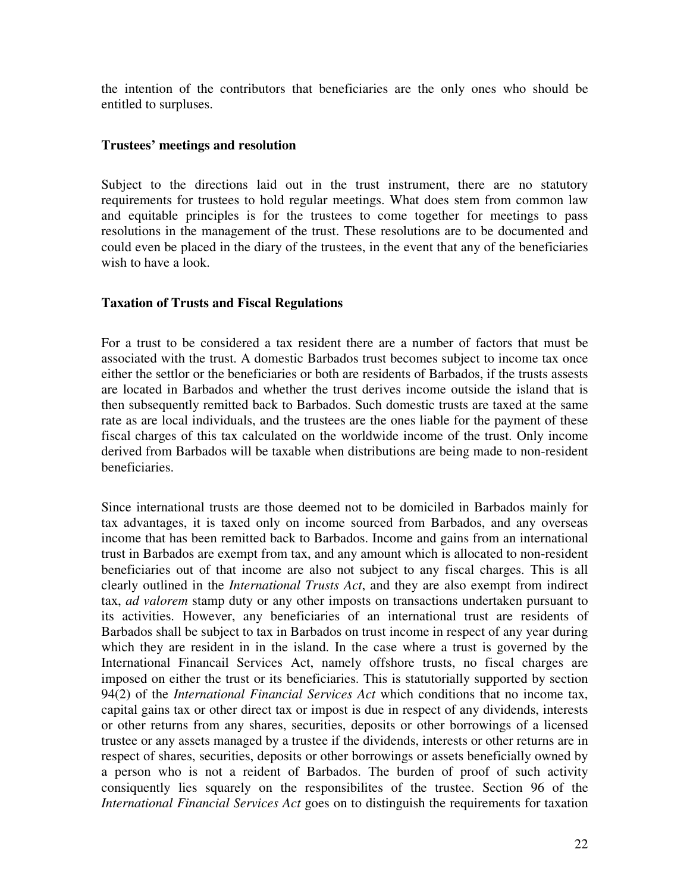the intention of the contributors that beneficiaries are the only ones who should be entitled to surpluses.

**Trustees' meetings and resolution**

Subject to the directions laid out in the trust instrument, there are no statutory requirements for trustees to hold regular meetings. What does stem from common law and equitable principles is for the trustees to come together for meetings to pass resolutions in the management of the trust. These resolutions are to be documented and could even be placed in the diary of the trustees, in the event that any of the beneficiaries wish to have a look.

**Taxation of Trusts and Fiscal Regulations**

For a trust to be considered a tax resident there are a number of factors that must be associated with the trust. A domestic Barbados trust becomes subject to income tax once either the settlor or the beneficiaries or both are residents of Barbados, if the trusts assests are located in Barbados and whether the trust derives income outside the island that is then subsequently remitted back to Barbados. Such domestic trusts are taxed at the same rate as are local individuals, and the trustees are the ones liable for the payment of these fiscal charges of this tax calculated on the worldwide income of the trust. Only income derived from Barbados will be taxable when distributions are being made to non-resident beneficiaries.

Since international trusts are those deemed not to be domiciled in Barbados mainly for tax advantages, it is taxed only on income sourced from Barbados, and any overseas income that has been remitted back to Barbados. Income and gains from an international trust in Barbados are exempt from tax, and any amount which is allocated to non-resident beneficiaries out of that income are also not subject to any fiscal charges. This is all clearly outlined in the *International Trusts Act*, and they are also exempt from indirect tax, *ad valorem* stamp duty or any other imposts on transactions undertaken pursuant to its activities. However, any beneficiaries of an international trust are residents of Barbados shall be subject to tax in Barbados on trust income in respect of any year during which they are resident in in the island. In the case where a trust is governed by the International Financail Services Act, namely offshore trusts, no fiscal charges are imposed on either the trust or its beneficiaries. This is statutorially supported by section 94(2) of the *International Financial Services Act* which conditions that no income tax, capital gains tax or other direct tax or impost is due in respect of any dividends, interests or other returns from any shares, securities, deposits or other borrowings of a licensed trustee or any assets managed by a trustee if the dividends, interests or other returns are in respect of shares, securities, deposits or other borrowings or assets beneficially owned by a person who is not a reident of Barbados. The burden of proof of such activity consiquently lies squarely on the responsibilites of the trustee. Section 96 of the *International Financial Services Act* goes on to distinguish the requirements for taxation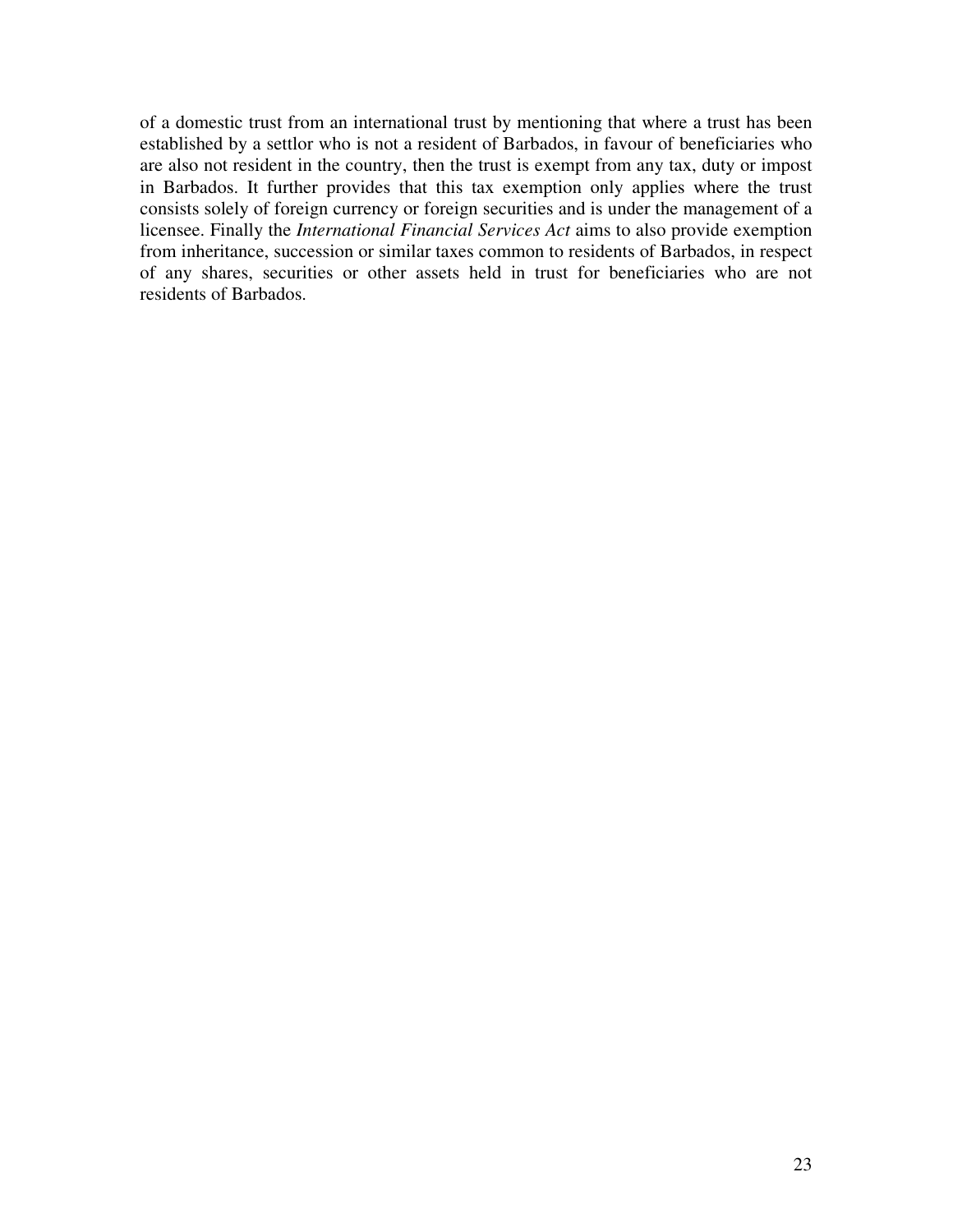of a domestic trust from an international trust by mentioning that where a trust has been established by a settlor who is not a resident of Barbados, in favour of beneficiaries who are also not resident in the country, then the trust is exempt from any tax, duty or impost in Barbados. It further provides that this tax exemption only applies where the trust consists solely of foreign currency or foreign securities and is under the management of a licensee. Finally the *International Financial Services Act* aims to also provide exemption from inheritance, succession or similar taxes common to residents of Barbados, in respect of any shares, securities or other assets held in trust for beneficiaries who are not residents of Barbados.